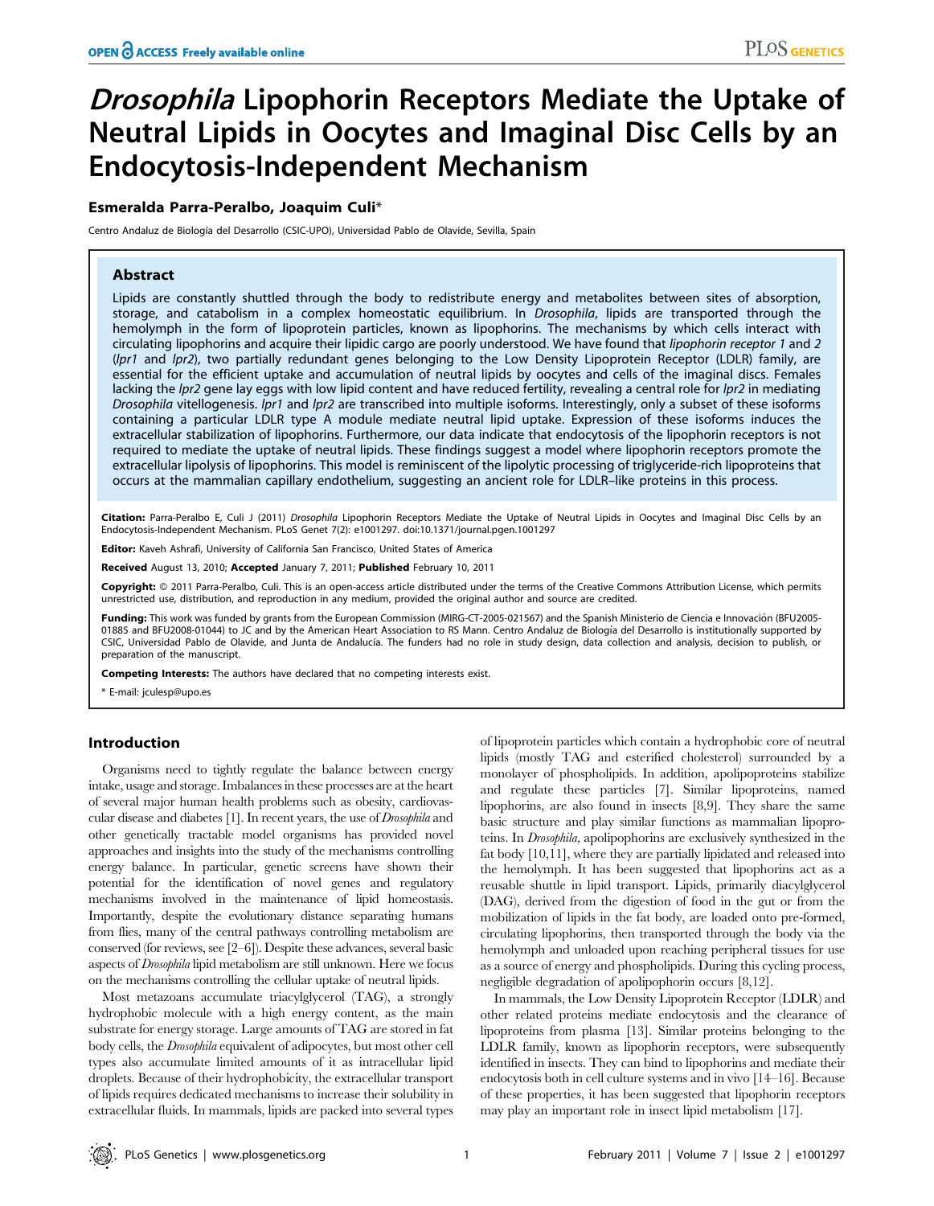# *Drosophila* Lipophorin Receptors Mediate the Uptake of Neutral Lipids in Oocytes and Imaginal Disc Cells by an Endocytosis-Independent Mechanism

**Esmeralda Parra-Peralbo, Joaquim Culi***

Centro Andaluz de Biología del Desarrollo (CSIC-UPO), Universidad Pablo de Olavide, Sevilla, Spain

## Abstract

Lipids are constantly shuttled through the body to redistribute energy and metabolites between sites of absorption, storage, and catabolism in a complex homeostatic equilibrium. In *Drosophila*, lipids are transported through the hemolymph in the form of lipoprotein particles, known as lipophorins. The mechanisms by which cells interact with circulating lipophorins and acquire their lipidic cargo are poorly understood. We have found that *lipophorin receptor 1* and *2* (*lpr1* and *lpr2*), two partially redundant genes belonging to the Low Density Lipoprotein Receptor (LDLR) family, are essential for the efficient uptake and accumulation of neutral lipids by oocytes and cells of the imaginal discs. Females lacking the *lpr2* gene lay eggs with low lipid content and have reduced fertility, revealing a central role for *lpr2* in mediating *Drosophila* vitellogenesis. *lpr1* and *lpr2* are transcribed into multiple isoforms. Interestingly, only a subset of these isoforms containing a particular LDLR type A module mediate neutral lipid uptake. Expression of these isoforms induces the extracellular stabilization of lipophorins. Furthermore, our data indicate that endocytosis of the lipophorin receptors is not required to mediate the uptake of neutral lipids. These findings suggest a model where lipophorin receptors promote the extracellular lipolysis of lipophorins. This model is reminiscent of the lipolytic processing of triglyceride-rich lipoproteins that occurs at the mammalian capillary endothelium, suggesting an ancient role for LDLR–like proteins in this process.

**Citation:** Parra-Peralbo E, Culi J (2011) *Drosophila* Lipophorin Receptors Mediate the Uptake of Neutral Lipids in Oocytes and Imaginal Disc Cells by an Endocytosis-Independent Mechanism. PLoS Genet 7(2): e1001297. doi:10.1371/journal.pgen.1001297

**Editor:** Kaveh Ashrafi, University of California San Francisco, United States of America

**Received** August 13, 2010; **Accepted** January 7, 2011; **Published** February 10, 2011

**Copyright:** © 2011 Parra-Peralbo, Culi. This is an open-access article distributed under the terms of the Creative Commons Attribution License, which permits unrestricted use, distribution, and reproduction in any medium, provided the original author and source are credited.

**Funding:** This work was funded by grants from the European Commission (MIRG-CT-2005-021567) and the Spanish Ministerio de Ciencia e Innovación (BFU2005-01885 and BFU2008-01044) to JC and by the American Heart Association to RS Mann. Centro Andaluz de Biología del Desarrollo is institutionally supported by CSIC, Universidad Pablo de Olavide, and Junta de Andalucía. The funders had no role in study design, data collection and analysis, decision to publish, or preparation of the manuscript.

**Competing Interests:** The authors have declared that no competing interests exist.

\* E-mail: jculesp@upo.es

## Introduction

Organisms need to tightly regulate the balance between energy intake, usage and storage. Imbalances in these processes are at the heart of several major human health problems such as obesity, cardiovascular disease and diabetes [1]. In recent years, the use of *Drosophila* and other genetically tractable model organisms has provided novel approaches and insights into the study of the mechanisms controlling energy balance. In particular, genetic screens have shown their potential for the identification of novel genes and regulatory mechanisms involved in the maintenance of lipid homeostasis. Importantly, despite the evolutionary distance separating humans from flies, many of the central pathways controlling metabolism are conserved (for reviews, see [2–6]). Despite these advances, several basic aspects of *Drosophila* lipid metabolism are still unknown. Here we focus on the mechanisms controlling the cellular uptake of neutral lipids.

Most metazoans accumulate triacylglycerol (TAG), a strongly hydrophobic molecule with a high energy content, as the main substrate for energy storage. Large amounts of TAG are stored in fat body cells, the *Drosophila* equivalent of adipocytes, but most other cell types also accumulate limited amounts of it as intracellular lipid droplets. Because of their hydrophobicity, the extracellular transport of lipids requires dedicated mechanisms to increase their solubility in extracellular fluids. In mammals, lipids are packed into several types of lipoprotein particles which contain a hydrophobic core of neutral lipids (mostly TAG and esterified cholesterol) surrounded by a monolayer of phospholipids. In addition, apolipoproteins stabilize and regulate these particles [7]. Similar lipoproteins, named lipophorins, are also found in insects [8,9]. They share the same basic structure and play similar functions as mammalian lipoproteins. In *Drosophila*, apolipophorins are exclusively synthesized in the fat body [10,11], where they are partially lipidated and released into the hemolymph. It has been suggested that lipophorins act as a reusable shuttle in lipid transport. Lipids, primarily diacylglycerol (DAG), derived from the digestion of food in the gut or from the mobilization of lipids in the fat body, are loaded onto pre-formed, circulating lipophorins, then transported through the body via the hemolymph and unloaded upon reaching peripheral tissues for use as a source of energy and phospholipids. During this cycling process, negligible degradation of apolipophorin occurs [8,12].

In mammals, the Low Density Lipoprotein Receptor (LDLR) and other related proteins mediate endocytosis and the clearance of lipoproteins from plasma [13]. Similar proteins belonging to the LDLR family, known as lipophorin receptors, were subsequently identified in insects. They can bind to lipophorins and mediate their endocytosis both in cell culture systems and in vivo [14–16]. Because of these properties, it has been suggested that lipophorin receptors may play an important role in insect lipid metabolism [17].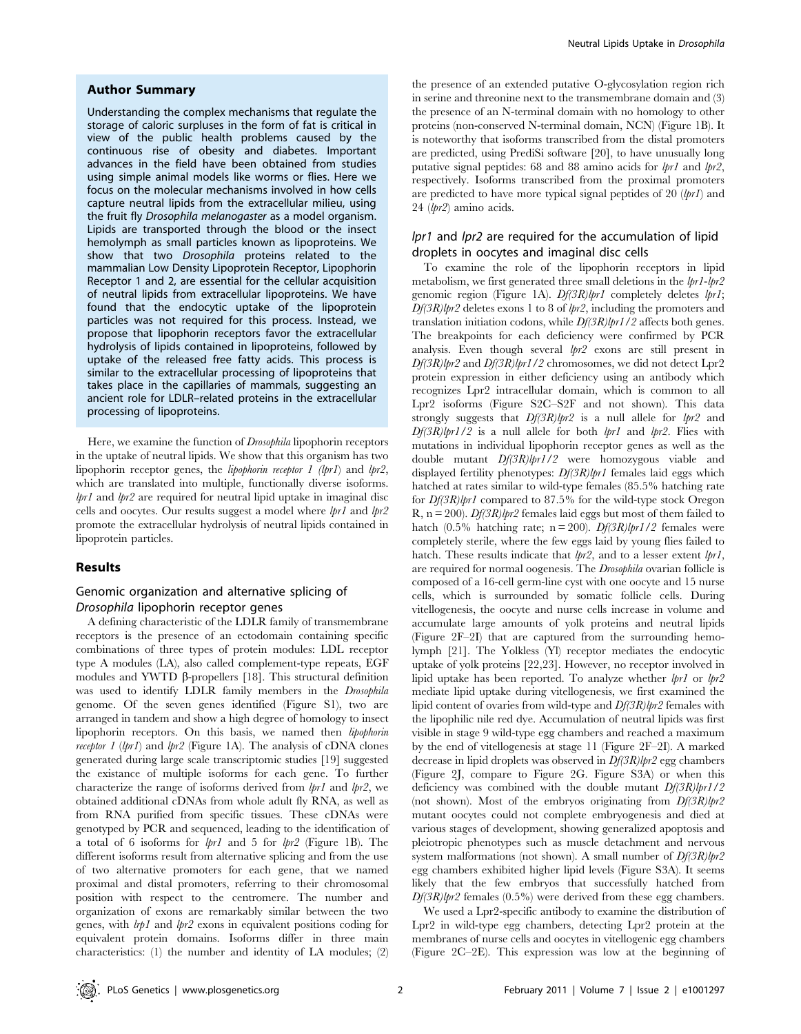## Author Summary

Understanding the complex mechanisms that regulate the storage of caloric surpluses in the form of fat is critical in view of the public health problems caused by the continuous rise of obesity and diabetes. Important advances in the field have been obtained from studies using simple animal models like worms or flies. Here we focus on the molecular mechanisms involved in how cells capture neutral lipids from the extracellular milieu, using the fruit fly *Drosophila melanogaster* as a model organism. Lipids are transported through the blood or the insect hemolymph as small particles known as lipoproteins. We show that two *Drosophila* proteins related to the mammalian Low Density Lipoprotein Receptor, Lipophorin Receptor 1 and 2, are essential for the cellular acquisition of neutral lipids from extracellular lipoproteins. We have found that the endocytic uptake of the lipoprotein particles was not required for this process. Instead, we propose that lipophorin receptors favor the extracellular hydrolysis of lipids contained in lipoproteins, followed by uptake of the released free fatty acids. This process is similar to the extracellular processing of lipoproteins that takes place in the capillaries of mammals, suggesting an ancient role for LDLR–related proteins in the extracellular processing of lipoproteins.

Here, we examine the function of *Drosophila* lipophorin receptors in the uptake of neutral lipids. We show that this organism has two lipophorin receptor genes, the *lipophorin receptor 1* (*lpr1*) and *lpr2*, which are translated into multiple, functionally diverse isoforms. *lpr1* and *lpr2* are required for neutral lipid uptake in imaginal disc cells and oocytes. Our results suggest a model where *lpr1* and *lpr2* promote the extracellular hydrolysis of neutral lipids contained in lipoprotein particles.

## Results

### Genomic organization and alternative splicing of *Drosophila* lipophorin receptor genes

A defining characteristic of the LDLR family of transmembrane receptors is the presence of an ectodomain containing specific combinations of three types of protein modules: LDL receptor type A modules (LA), also called complement-type repeats, EGF modules and YWTD β-propellers [18]. This structural definition was used to identify LDLR family members in the *Drosophila* genome. Of the seven genes identified (Figure S1), two are arranged in tandem and show a high degree of homology to insect lipophorin receptors. On this basis, we named then *lipophorin receptor 1* (*lpr1*) and *lpr2* (Figure 1A). The analysis of cDNA clones generated during large scale transcriptomic studies [19] suggested the existance of multiple isoforms for each gene. To further characterize the range of isoforms derived from *lpr1* and *lpr2*, we obtained additional cDNAs from whole adult fly RNA, as well as from RNA purified from specific tissues. These cDNAs were genotyped by PCR and sequenced, leading to the identification of a total of 6 isoforms for *lpr1* and 5 for *lpr2* (Figure 1B). The different isoforms result from alternative splicing and from the use of two alternative promoters for each gene, that we named proximal and distal promoters, referring to their chromosomal position with respect to the centromere. The number and organization of exons are remarkably similar between the two genes, with *lrp1* and *lpr2* exons in equivalent positions coding for equivalent protein domains. Isoforms differ in three main characteristics: (1) the number and identity of LA modules; (2) the presence of an extended putative O-glycosylation region rich in serine and threonine next to the transmembrane domain and (3) the presence of an N-terminal domain with no homology to other proteins (non-conserved N-terminal domain, NCN) (Figure 1B). It is noteworthy that isoforms transcribed from the distal promoters are predicted, using PrediSi software [20], to have unusually long putative signal peptides: 68 and 88 amino acids for *lpr1* and *lpr2*, respectively. Isoforms transcribed from the proximal promoters are predicted to have more typical signal peptides of 20 (*lpr1*) and 24 (*lpr2*) amino acids.

### *lpr1* and *lpr2* are required for the accumulation of lipid droplets in oocytes and imaginal disc cells

To examine the role of the lipophorin receptors in lipid metabolism, we first generated three small deletions in the *lpr1-lpr2* genomic region (Figure 1A). *Df(3R)lpr1* completely deletes *lpr1*; *Df(3R)lpr2* deletes exons 1 to 8 of *lpr2*, including the promoters and translation initiation codons, while *Df(3R)lpr1/2* affects both genes. The breakpoints for each deficiency were confirmed by PCR analysis. Even though several *lpr2* exons are still present in *Df(3R)lpr2* and *Df(3R)lpr1/2* chromosomes, we did not detect Lpr2 protein expression in either deficiency using an antibody which recognizes Lpr2 intracellular domain, which is common to all Lpr2 isoforms (Figure S2C–S2F and not shown). This data strongly suggests that *Df(3R)lpr2* is a null allele for *lpr2* and *Df(3R)lpr1/2* is a null allele for both *lpr1* and *lpr2*. Flies with mutations in individual lipophorin receptor genes as well as the double mutant *Df(3R)lpr1/2* were homozygous viable and displayed fertility phenotypes: *Df(3R)lpr1* females laid eggs which hatched at rates similar to wild-type females (85.5% hatching rate for *Df(3R)lpr1* compared to 87.5% for the wild-type stock Oregon R, n = 200). *Df(3R)lpr2* females laid eggs but most of them failed to hatch (0.5% hatching rate; n = 200). *Df(3R)lpr1/2* females were completely sterile, where the few eggs laid by young flies failed to hatch. These results indicate that *lpr2*, and to a lesser extent *lpr1*, are required for normal oogenesis. The *Drosophila* ovarian follicle is composed of a 16-cell germ-line cyst with one oocyte and 15 nurse cells, which is surrounded by somatic follicle cells. During vitellogenesis, the oocyte and nurse cells increase in volume and accumulate large amounts of yolk proteins and neutral lipids (Figure 2F–2I) that are captured from the surrounding hemolymph [21]. The Yolkless (Yl) receptor mediates the endocytic uptake of yolk proteins [22,23]. However, no receptor involved in lipid uptake has been reported. To analyze whether *lpr1* or *lpr2* mediate lipid uptake during vitellogenesis, we first examined the lipid content of ovaries from wild-type and *Df(3R)lpr2* females with the lipophilic nile red dye. Accumulation of neutral lipids was first visible in stage 9 wild-type egg chambers and reached a maximum by the end of vitellogenesis at stage 11 (Figure 2F–2I). A marked decrease in lipid droplets was observed in *Df(3R)lpr2* egg chambers (Figure 2J, compare to Figure 2G. Figure S3A) or when this deficiency was combined with the double mutant *Df(3R)lpr1/2* (not shown). Most of the embryos originating from *Df(3R)lpr2* mutant oocytes could not complete embryogenesis and died at various stages of development, showing generalized apoptosis and pleiotropic phenotypes such as muscle detachment and nervous system malformations (not shown). A small number of *Df(3R)lpr2* egg chambers exhibited higher lipid levels (Figure S3A). It seems likely that the few embryos that successfully hatched from *Df(3R)lpr2* females (0.5%) were derived from these egg chambers.

We used a Lpr2-specific antibody to examine the distribution of Lpr2 in wild-type egg chambers, detecting Lpr2 protein at the membranes of nurse cells and oocytes in vitellogenic egg chambers (Figure 2C–2E). This expression was low at the beginning of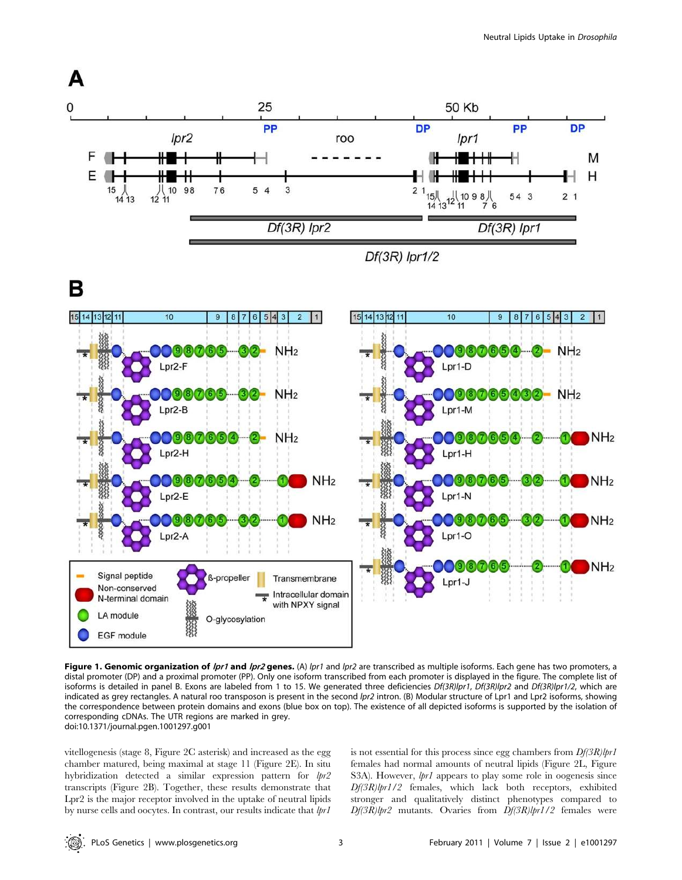**Figure 1. Genomic organization of *lpr1* and *lpr2* genes.** (A) *lpr1* and *lpr2* are transcribed as multiple isoforms. Each gene has two promoters, a distal promoter (DP) and a proximal promoter (PP). Only one isoform transcribed from each promoter is displayed in the figure. The complete list of isoforms is detailed in panel B. Exons are labeled from 1 to 15. We generated three deficiencies *Df(3R)lpr1*, *Df(3R)lpr2* and *Df(3R)lpr1/2*, which are indicated as grey rectangles. A natural roo transposon is present in the second *lpr2* intron. (B) Modular structure of Lpr1 and Lpr2 isoforms, showing the correspondence between protein domains and exons (blue box on top). The existence of all depicted isoforms is supported by the isolation of corresponding cDNAs. The UTR regions are marked in grey.
doi:10.1371/journal.pgen.1001297.g001

vitellogenesis (stage 8, Figure 2C asterisk) and increased as the egg chamber matured, being maximal at stage 11 (Figure 2E). In situ hybridization detected a similar expression pattern for *lpr2* transcripts (Figure 2B). Together, these results demonstrate that Lpr2 is the major receptor involved in the uptake of neutral lipids by nurse cells and oocytes. In contrast, our results indicate that *lpr1* is not essential for this process since egg chambers from *Df(3R)lpr1* females had normal amounts of neutral lipids (Figure 2L, Figure S3A). However, *lpr1* appears to play some role in oogenesis since *Df(3R)lpr1/2* females, which lack both receptors, exhibited stronger and qualitatively distinct phenotypes compared to *Df(3R)lpr2* mutants. Ovaries from *Df(3R)lpr1/2* females were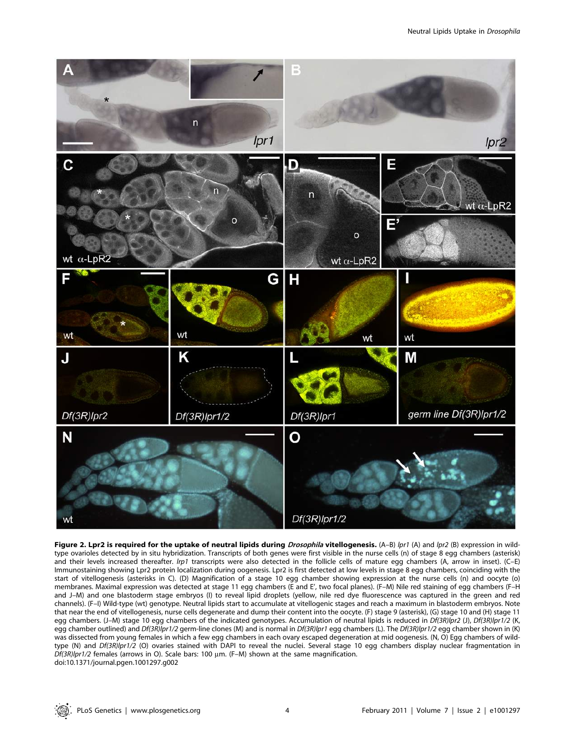**Figure 2. Lpr2 is required for the uptake of neutral lipids during *Drosophila* vitellogenesis.** (A–B) *lpr1* (A) and *lpr2* (B) expression in wild-type ovarioles detected by in situ hybridization. Transcripts of both genes were first visible in the nurse cells (n) of stage 8 egg chambers (asterisk) and their levels increased thereafter. *lrp1* transcripts were also detected in the follicle cells of mature egg chambers (A, arrow in inset). (C–E) Immunostaining showing Lpr2 protein localization during oogenesis. Lpr2 is first detected at low levels in stage 8 egg chambers, coinciding with the start of vitellogenesis (asterisks in C). (D) Magnification of a stage 10 egg chamber showing expression at the nurse cells (n) and oocyte (o) membranes. Maximal expression was detected at stage 11 egg chambers (E and E', two focal planes). (F–M) Nile red staining of egg chambers (F–H and J–M) and one blastoderm stage embryos (I) to reveal lipid droplets (yellow, nile red dye fluorescence was captured in the green and red channels). (F–I) Wild-type (wt) genotype. Neutral lipids start to accumulate at vitellogenic stages and reach a maximum in blastoderm embryos. Note that near the end of vitellogenesis, nurse cells degenerate and dump their content into the oocyte. (F) stage 9 (asterisk), (G) stage 10 and (H) stage 11 egg chambers. (J–M) stage 10 egg chambers of the indicated genotypes. Accumulation of neutral lipids is reduced in *Df(3R)lpr2* (J), *Df(3R)lpr1/2* (K, egg chamber outlined) and *Df(3R)lpr1/2* germ-line clones (M) and is normal in *Df(3R)lpr1* egg chambers (L). The *Df(3R)lpr1/2* egg chamber shown in (K) was dissected from young females in which a few egg chambers in each ovary escaped degeneration at mid oogenesis. (N, O) Egg chambers of wild-type (N) and *Df(3R)lpr1/2* (O) ovaries stained with DAPI to reveal the nuclei. Several stage 10 egg chambers display nuclear fragmentation in *Df(3R)lpr1/2* females (arrows in O). Scale bars: 100 µm. (F–M) shown at the same magnification.
doi:10.1371/journal.pgen.1001297.g002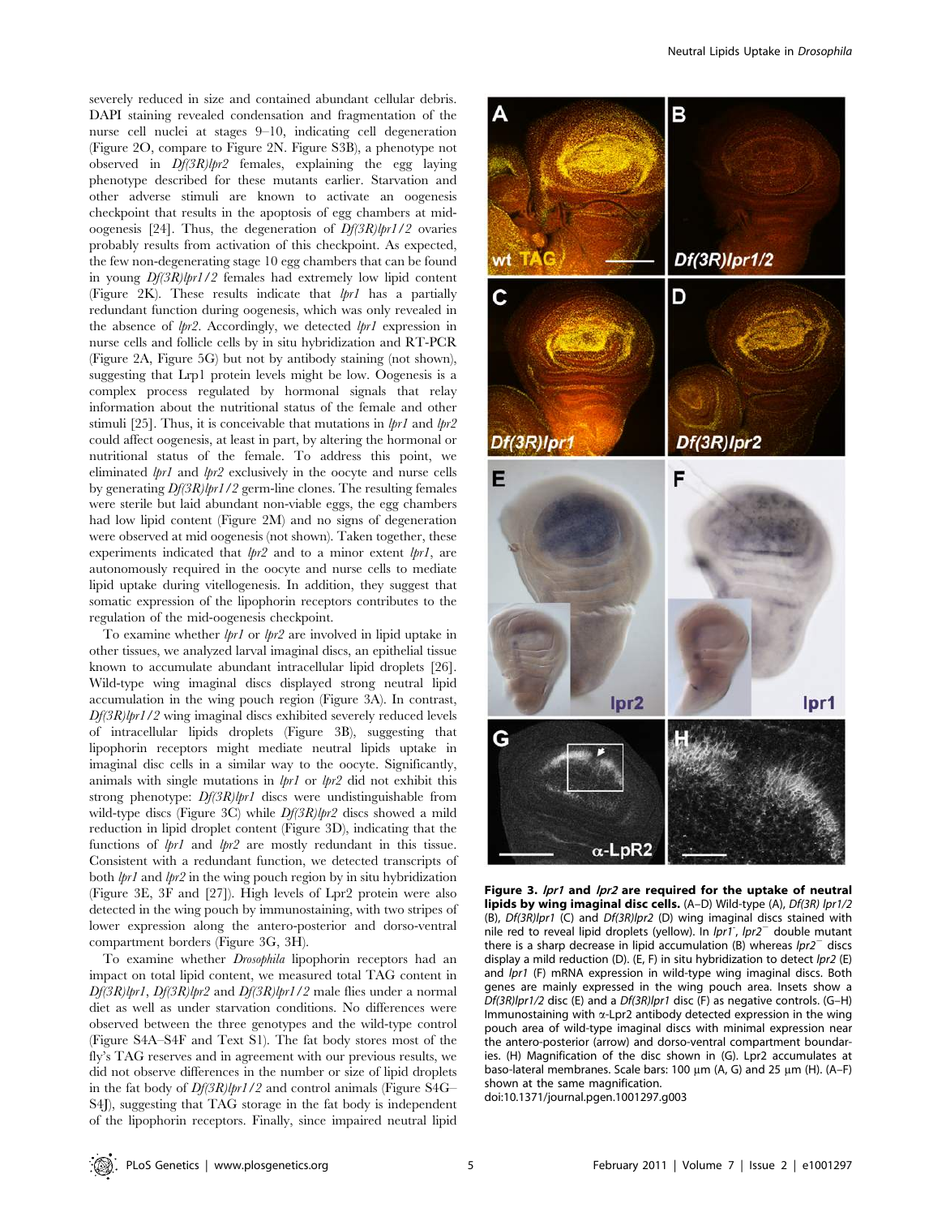severely reduced in size and contained abundant cellular debris. DAPI staining revealed condensation and fragmentation of the nurse cell nuclei at stages 9–10, indicating cell degeneration (Figure 2O, compare to Figure 2N. Figure S3B), a phenotype not observed in *Df(3R)lpr2* females, explaining the egg laying phenotype described for these mutants earlier. Starvation and other adverse stimuli are known to activate an oogenesis checkpoint that results in the apoptosis of egg chambers at mid-oogenesis [24]. Thus, the degeneration of *Df(3R)lpr1/2* ovaries probably results from activation of this checkpoint. As expected, the few non-degenerating stage 10 egg chambers that can be found in young *Df(3R)lpr1/2* females had extremely low lipid content (Figure 2K). These results indicate that *lpr1* has a partially redundant function during oogenesis, which was only revealed in the absence of *lpr2*. Accordingly, we detected *lpr1* expression in nurse cells and follicle cells by in situ hybridization and RT-PCR (Figure 2A, Figure 5G) but not by antibody staining (not shown), suggesting that Lrp1 protein levels might be low. Oogenesis is a complex process regulated by hormonal signals that relay information about the nutritional status of the female and other stimuli [25]. Thus, it is conceivable that mutations in *lpr1* and *lpr2* could affect oogenesis, at least in part, by altering the hormonal or nutritional status of the female. To address this point, we eliminated *lpr1* and *lpr2* exclusively in the oocyte and nurse cells by generating *Df(3R)lpr1/2* germ-line clones. The resulting females were sterile but laid abundant non-viable eggs, the egg chambers had low lipid content (Figure 2M) and no signs of degeneration were observed at mid oogenesis (not shown). Taken together, these experiments indicated that *lpr2* and to a minor extent *lpr1*, are autonomously required in the oocyte and nurse cells to mediate lipid uptake during vitellogenesis. In addition, they suggest that somatic expression of the lipophorin receptors contributes to the regulation of the mid-oogenesis checkpoint.

To examine whether *lpr1* or *lpr2* are involved in lipid uptake in other tissues, we analyzed larval imaginal discs, an epithelial tissue known to accumulate abundant intracellular lipid droplets [26]. Wild-type wing imaginal discs displayed strong neutral lipid accumulation in the wing pouch region (Figure 3A). In contrast, *Df(3R)lpr1/2* wing imaginal discs exhibited severely reduced levels of intracellular lipids droplets (Figure 3B), suggesting that lipophorin receptors might mediate neutral lipids uptake in imaginal disc cells in a similar way to the oocyte. Significantly, animals with single mutations in *lpr1* or *lpr2* did not exhibit this strong phenotype: *Df(3R)lpr1* discs were undistinguishable from wild-type discs (Figure 3C) while *Df(3R)lpr2* discs showed a mild reduction in lipid droplet content (Figure 3D), indicating that the functions of *lpr1* and *lpr2* are mostly redundant in this tissue. Consistent with a redundant function, we detected transcripts of both *lpr1* and *lpr2* in the wing pouch region by in situ hybridization (Figure 3E, 3F and [27]). High levels of Lpr2 protein were also detected in the wing pouch by immunostaining, with two stripes of lower expression along the antero-posterior and dorso-ventral compartment borders (Figure 3G, 3H).

To examine whether *Drosophila* lipophorin receptors had an impact on total lipid content, we measured total TAG content in *Df(3R)lpr1*, *Df(3R)lpr2* and *Df(3R)lpr1/2* male flies under a normal diet as well as under starvation conditions. No differences were observed between the three genotypes and the wild-type control (Figure S4A–S4F and Text S1). The fat body stores most of the fly's TAG reserves and in agreement with our previous results, we did not observe differences in the number or size of lipid droplets in the fat body of *Df(3R)lpr1/2* and control animals (Figure S4G–S4J), suggesting that TAG storage in the fat body is independent of the lipophorin receptors. Finally, since impaired neutral lipid

**Figure 3. *lpr1* and *lpr2* are required for the uptake of neutral lipids by wing imaginal disc cells.** (A–D) Wild-type (A), *Df(3R) lpr1/2* (B), *Df(3R)lpr1* (C) and *Df(3R)lpr2* (D) wing imaginal discs stained with nile red to reveal lipid droplets (yellow). In *lpr1*$^-$, *lpr2*$^-$ double mutant there is a sharp decrease in lipid accumulation (B) whereas *lpr2*$^-$ discs display a mild reduction (D). (E, F) in situ hybridization to detect *lpr2* (E) and *lpr1* (F) mRNA expression in wild-type wing imaginal discs. Both genes are mainly expressed in the wing pouch area. Insets show a *Df(3R)lpr1/2* disc (E) and a *Df(3R)lpr1* disc (F) as negative controls. (G–H) Immunostaining with α-Lpr2 antibody detected expression in the wing pouch area of wild-type imaginal discs with minimal expression near the antero-posterior (arrow) and dorso-ventral compartment boundaries. (H) Magnification of the disc shown in (G). Lpr2 accumulates at baso-lateral membranes. Scale bars: 100 µm (A, G) and 25 µm (H). (A–F) shown at the same magnification.
doi:10.1371/journal.pgen.1001297.g003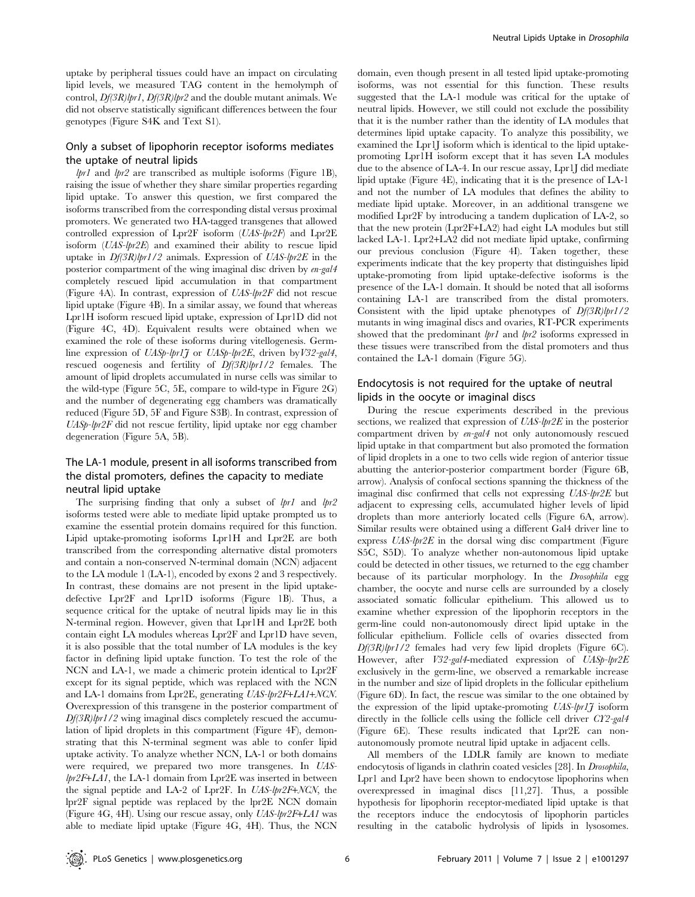uptake by peripheral tissues could have an impact on circulating lipid levels, we measured TAG content in the hemolymph of control, *Df(3R)lpr1*, *Df(3R)lpr2* and the double mutant animals. We did not observe statistically significant differences between the four genotypes (Figure S4K and Text S1).

## Only a subset of lipophorin receptor isoforms mediates the uptake of neutral lipids

*lpr1* and *lpr2* are transcribed as multiple isoforms (Figure 1B), raising the issue of whether they share similar properties regarding lipid uptake. To answer this question, we first compared the isoforms transcribed from the corresponding distal versus proximal promoters. We generated two HA-tagged transgenes that allowed controlled expression of Lpr2F isoform (*UAS-lpr2F*) and Lpr2E isoform (*UAS-lpr2E*) and examined their ability to rescue lipid uptake in *Df(3R)lpr1/2* animals. Expression of *UAS-lpr2E* in the posterior compartment of the wing imaginal disc driven by *en-gal4* completely rescued lipid accumulation in that compartment (Figure 4A). In contrast, expression of *UAS-lpr2F* did not rescue lipid uptake (Figure 4B). In a similar assay, we found that whereas Lpr1H isoform rescued lipid uptake, expression of Lpr1D did not (Figure 4C, 4D). Equivalent results were obtained when we examined the role of these isoforms during vitellogenesis. Germline expression of *UASp-lpr1J* or *UASp-lpr2E*, driven by *V32-gal4*, rescued oogenesis and fertility of *Df(3R)lpr1/2* females. The amount of lipid droplets accumulated in nurse cells was similar to the wild-type (Figure 5C, 5E, compare to wild-type in Figure 2G) and the number of degenerating egg chambers was dramatically reduced (Figure 5D, 5F and Figure S3B). In contrast, expression of *UASp-lpr2F* did not rescue fertility, lipid uptake nor egg chamber degeneration (Figure 5A, 5B).

## The LA-1 module, present in all isoforms transcribed from the distal promoters, defines the capacity to mediate neutral lipid uptake

The surprising finding that only a subset of *lpr1* and *lpr2* isoforms tested were able to mediate lipid uptake prompted us to examine the essential protein domains required for this function. Lipid uptake-promoting isoforms Lpr1H and Lpr2E are both transcribed from the corresponding alternative distal promoters and contain a non-conserved N-terminal domain (NCN) adjacent to the LA module 1 (LA-1), encoded by exons 2 and 3 respectively. In contrast, these domains are not present in the lipid uptake-defective Lpr2F and Lpr1D isoforms (Figure 1B). Thus, a sequence critical for the uptake of neutral lipids may lie in this N-terminal region. However, given that Lpr1H and Lpr2E both contain eight LA modules whereas Lpr2F and Lpr1D have seven, it is also possible that the total number of LA modules is the key factor in defining lipid uptake function. To test the role of the NCN and LA-1, we made a chimeric protein identical to Lpr2F except for its signal peptide, which was replaced with the NCN and LA-1 domains from Lpr2E, generating *UAS-lpr2F+LA1+NCN*. Overexpression of this transgene in the posterior compartment of *Df(3R)lpr1/2* wing imaginal discs completely rescued the accumulation of lipid droplets in this compartment (Figure 4F), demonstrating that this N-terminal segment was able to confer lipid uptake activity. To analyze whether NCN, LA-1 or both domains were required, we prepared two more transgenes. In *UAS-lpr2F+LA1*, the LA-1 domain from Lpr2E was inserted in between the signal peptide and LA-2 of Lpr2F. In *UAS-lpr2F+NCN*, the lpr2F signal peptide was replaced by the lpr2E NCN domain (Figure 4G, 4H). Using our rescue assay, only *UAS-lpr2F+LA1* was able to mediate lipid uptake (Figure 4G, 4H). Thus, the NCN domain, even though present in all tested lipid uptake-promoting isoforms, was not essential for this function. These results suggested that the LA-1 module was critical for the uptake of neutral lipids. However, we still could not exclude the possibility that it is the number rather than the identity of LA modules that determines lipid uptake capacity. To analyze this possibility, we examined the Lpr1J isoform which is identical to the lipid uptake-promoting Lpr1H isoform except that it has seven LA modules due to the absence of LA-4. In our rescue assay, Lpr1J did mediate lipid uptake (Figure 4E), indicating that it is the presence of LA-1 and not the number of LA modules that defines the ability to mediate lipid uptake. Moreover, in an additional transgene we modified Lpr2F by introducing a tandem duplication of LA-2, so that the new protein (Lpr2F+LA2) had eight LA modules but still lacked LA-1. Lpr2+LA2 did not mediate lipid uptake, confirming our previous conclusion (Figure 4I). Taken together, these experiments indicate that the key property that distinguishes lipid uptake-promoting from lipid uptake-defective isoforms is the presence of the LA-1 domain. It should be noted that all isoforms containing LA-1 are transcribed from the distal promoters. Consistent with the lipid uptake phenotypes of *Df(3R)lpr1/2* mutants in wing imaginal discs and ovaries, RT-PCR experiments showed that the predominant *lpr1* and *lpr2* isoforms expressed in these tissues were transcribed from the distal promoters and thus contained the LA-1 domain (Figure 5G).

## Endocytosis is not required for the uptake of neutral lipids in the oocyte or imaginal discs

During the rescue experiments described in the previous sections, we realized that expression of *UAS-lpr2E* in the posterior compartment driven by *en-gal4* not only autonomously rescued lipid uptake in that compartment but also promoted the formation of lipid droplets in a one to two cells wide region of anterior tissue abutting the anterior-posterior compartment border (Figure 6B, arrow). Analysis of confocal sections spanning the thickness of the imaginal disc confirmed that cells not expressing *UAS-lpr2E* but adjacent to expressing cells, accumulated higher levels of lipid droplets than more anteriorly located cells (Figure 6A, arrow). Similar results were obtained using a different Gal4 driver line to express *UAS-lpr2E* in the dorsal wing disc compartment (Figure S5C, S5D). To analyze whether non-autonomous lipid uptake could be detected in other tissues, we returned to the egg chamber because of its particular morphology. In the *Drosophila* egg chamber, the oocyte and nurse cells are surrounded by a closely associated somatic follicular epithelium. This allowed us to examine whether expression of the lipophorin receptors in the germ-line could non-autonomously direct lipid uptake in the follicular epithelium. Follicle cells of ovaries dissected from *Df(3R)lpr1/2* females had very few lipid droplets (Figure 6C). However, after *V32-gal4*-mediated expression of *UASp-lpr2E* exclusively in the germ-line, we observed a remarkable increase in the number and size of lipid droplets in the follicular epithelium (Figure 6D). In fact, the rescue was similar to the one obtained by the expression of the lipid uptake-promoting *UAS-lpr1J* isoform directly in the follicle cells using the follicle cell driver *CY2-gal4* (Figure 6E). These results indicated that Lpr2E can non-autonomously promote neutral lipid uptake in adjacent cells.

All members of the LDLR family are known to mediate endocytosis of ligands in clathrin coated vesicles [28]. In *Drosophila*, Lpr1 and Lpr2 have been shown to endocytose lipophorins when overexpressed in imaginal discs [11,27]. Thus, a possible hypothesis for lipophorin receptor-mediated lipid uptake is that the receptors induce the endocytosis of lipophorin particles resulting in the catabolic hydrolysis of lipids in lysosomes.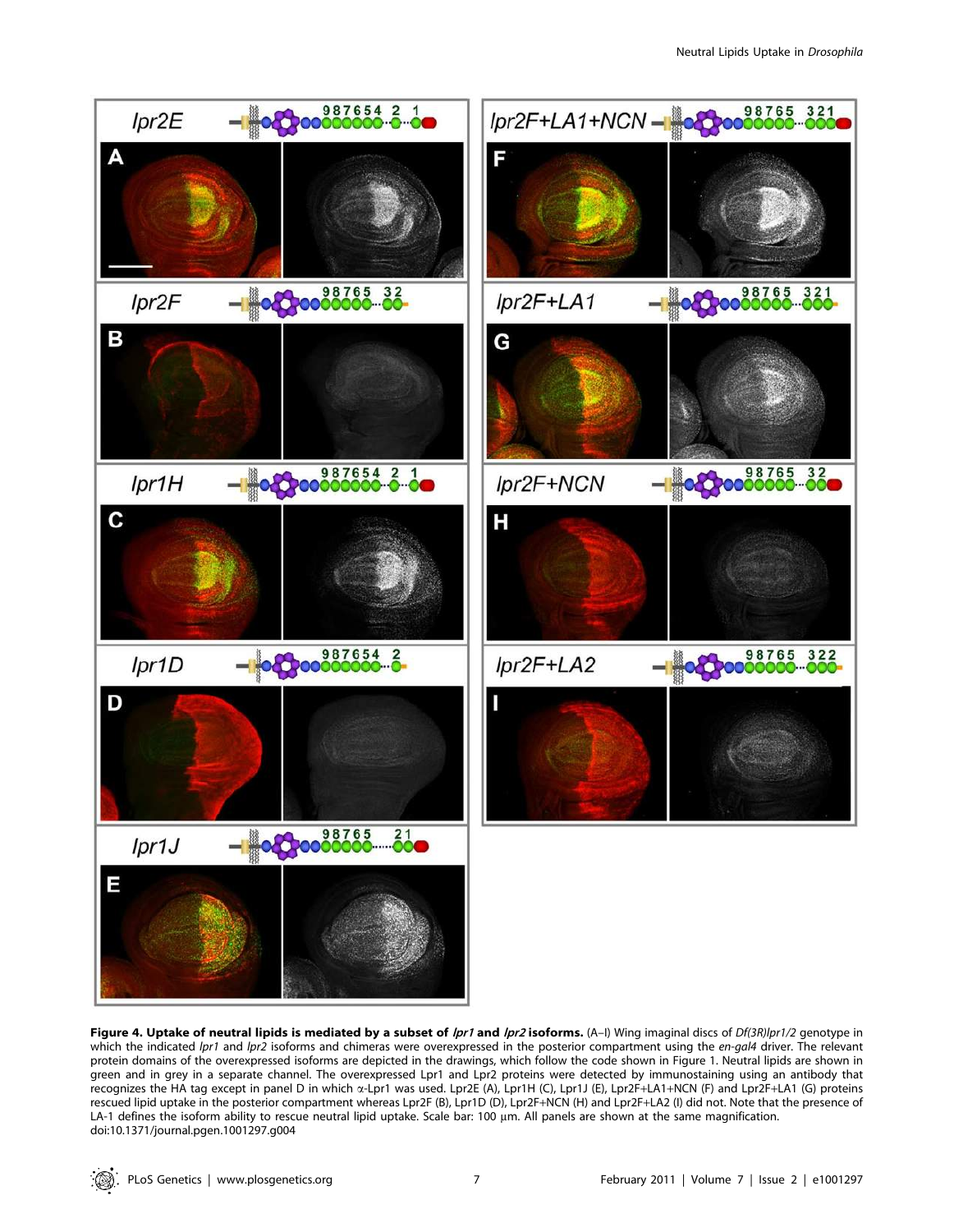**Figure 4. Uptake of neutral lipids is mediated by a subset of *lpr1* and *lpr2* isoforms.** (A–I) Wing imaginal discs of *Df(3R)lpr1/2* genotype in which the indicated *lpr1* and *lpr2* isoforms and chimeras were overexpressed in the posterior compartment using the *en-gal4* driver. The relevant protein domains of the overexpressed isoforms are depicted in the drawings, which follow the code shown in Figure 1. Neutral lipids are shown in green and in grey in a separate channel. The overexpressed Lpr1 and Lpr2 proteins were detected by immunostaining using an antibody that recognizes the HA tag except in panel D in which α-Lpr1 was used. Lpr2E (A), Lpr1H (C), Lpr1J (E), Lpr2F+LA1+NCN (F) and Lpr2F+LA1 (G) proteins rescued lipid uptake in the posterior compartment whereas Lpr2F (B), Lpr1D (D), Lpr2F+NCN (H) and Lpr2F+LA2 (I) did not. Note that the presence of LA-1 defines the isoform ability to rescue neutral lipid uptake. Scale bar: 100 μm. All panels are shown at the same magnification.
doi:10.1371/journal.pgen.1001297.g004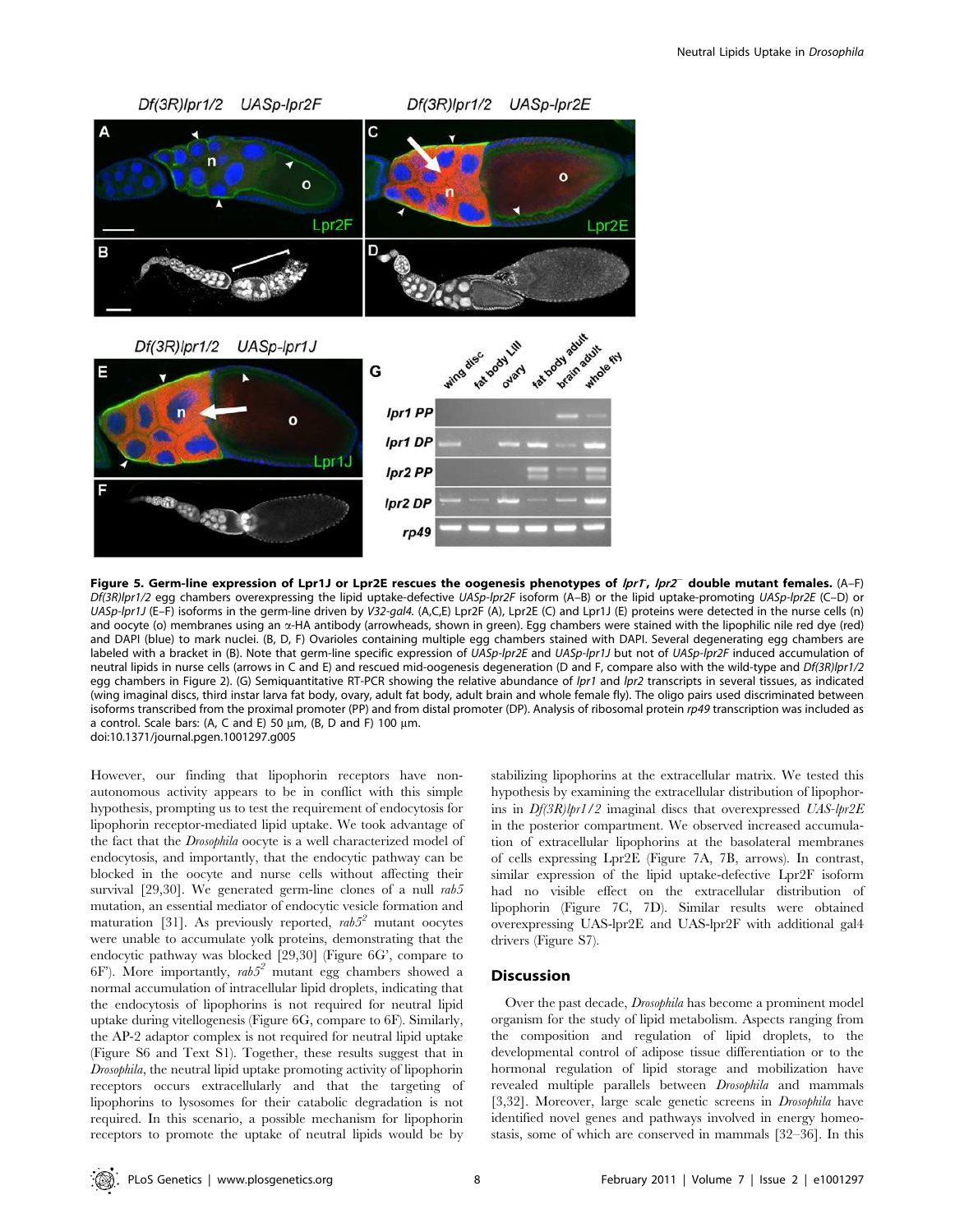**Figure 5. Germ-line expression of Lpr1J or Lpr2E rescues the oogenesis phenotypes of *lpr1⁻*, *lpr2⁻* double mutant females.** (A–F) *Df(3R)lpr1/2* egg chambers overexpressing the lipid uptake-defective *UASp-lpr2F* isoform (A–B) or the lipid uptake-promoting *UASp-lpr2E* (C–D) or *UASp-lpr1J* (E–F) isoforms in the germ-line driven by *V32-gal4*. (A,C,E) Lpr2F (A), Lpr2E (C) and Lpr1J (E) proteins were detected in the nurse cells (n) and oocyte (o) membranes using an α-HA antibody (arrowheads, shown in green). Egg chambers were stained with the lipophilic nile red dye (red) and DAPI (blue) to mark nuclei. (B, D, F) Ovarioles containing multiple egg chambers stained with DAPI. Several degenerating egg chambers are labeled with a bracket in (B). Note that germ-line specific expression of *UASp-lpr2E* and *UASp-lpr1J* but not of *UASp-lpr2F* induced accumulation of neutral lipids in nurse cells (arrows in C and E) and rescued mid-oogenesis degeneration (D and F, compare also with the wild-type and *Df(3R)lpr1/2* egg chambers in Figure 2). (G) Semiquantitative RT-PCR showing the relative abundance of *lpr1* and *lpr2* transcripts in several tissues, as indicated (wing imaginal discs, third instar larva fat body, ovary, adult fat body, adult brain and whole female fly). The oligo pairs used discriminated between isoforms transcribed from the proximal promoter (PP) and from distal promoter (DP). Analysis of ribosomal protein *rp49* transcription was included as a control. Scale bars: (A, C and E) 50 µm, (B, D and F) 100 µm.
doi:10.1371/journal.pgen.1001297.g005

However, our finding that lipophorin receptors have non-autonomous activity appears to be in conflict with this simple hypothesis, prompting us to test the requirement of endocytosis for lipophorin receptor-mediated lipid uptake. We took advantage of the fact that the *Drosophila* oocyte is a well characterized model of endocytosis, and importantly, that the endocytic pathway can be blocked in the oocyte and nurse cells without affecting their survival [29,30]. We generated germ-line clones of a null *rab5* mutation, an essential mediator of endocytic vesicle formation and maturation [31]. As previously reported, $rab5^2$ mutant oocytes were unable to accumulate yolk proteins, demonstrating that the endocytic pathway was blocked [29,30] (Figure 6G', compare to 6F'). More importantly, $rab5^2$ mutant egg chambers showed a normal accumulation of intracellular lipid droplets, indicating that the endocytosis of lipophorins is not required for neutral lipid uptake during vitellogenesis (Figure 6G, compare to 6F). Similarly, the AP-2 adaptor complex is not required for neutral lipid uptake (Figure S6 and Text S1). Together, these results suggest that in *Drosophila*, the neutral lipid uptake promoting activity of lipophorin receptors occurs extracellularly and that the targeting of lipophorins to lysosomes for their catabolic degradation is not required. In this scenario, a possible mechanism for lipophorin receptors to promote the uptake of neutral lipids would be by stabilizing lipophorins at the extracellular matrix. We tested this hypothesis by examining the extracellular distribution of lipophorins in *Df(3R)lpr1/2* imaginal discs that overexpressed *UAS-lpr2E* in the posterior compartment. We observed increased accumulation of extracellular lipophorins at the basolateral membranes of cells expressing Lpr2E (Figure 7A, 7B, arrows). In contrast, similar expression of the lipid uptake-defective Lpr2F isoform had no visible effect on the extracellular distribution of lipophorin (Figure 7C, 7D). Similar results were obtained overexpressing UAS-lpr2E and UAS-lpr2F with additional gal4 drivers (Figure S7).

## Discussion

Over the past decade, *Drosophila* has become a prominent model organism for the study of lipid metabolism. Aspects ranging from the composition and regulation of lipid droplets, to the developmental control of adipose tissue differentiation or to the hormonal regulation of lipid storage and mobilization have revealed multiple parallels between *Drosophila* and mammals [3,32]. Moreover, large scale genetic screens in *Drosophila* have identified novel genes and pathways involved in energy homeostasis, some of which are conserved in mammals [32–36]. In this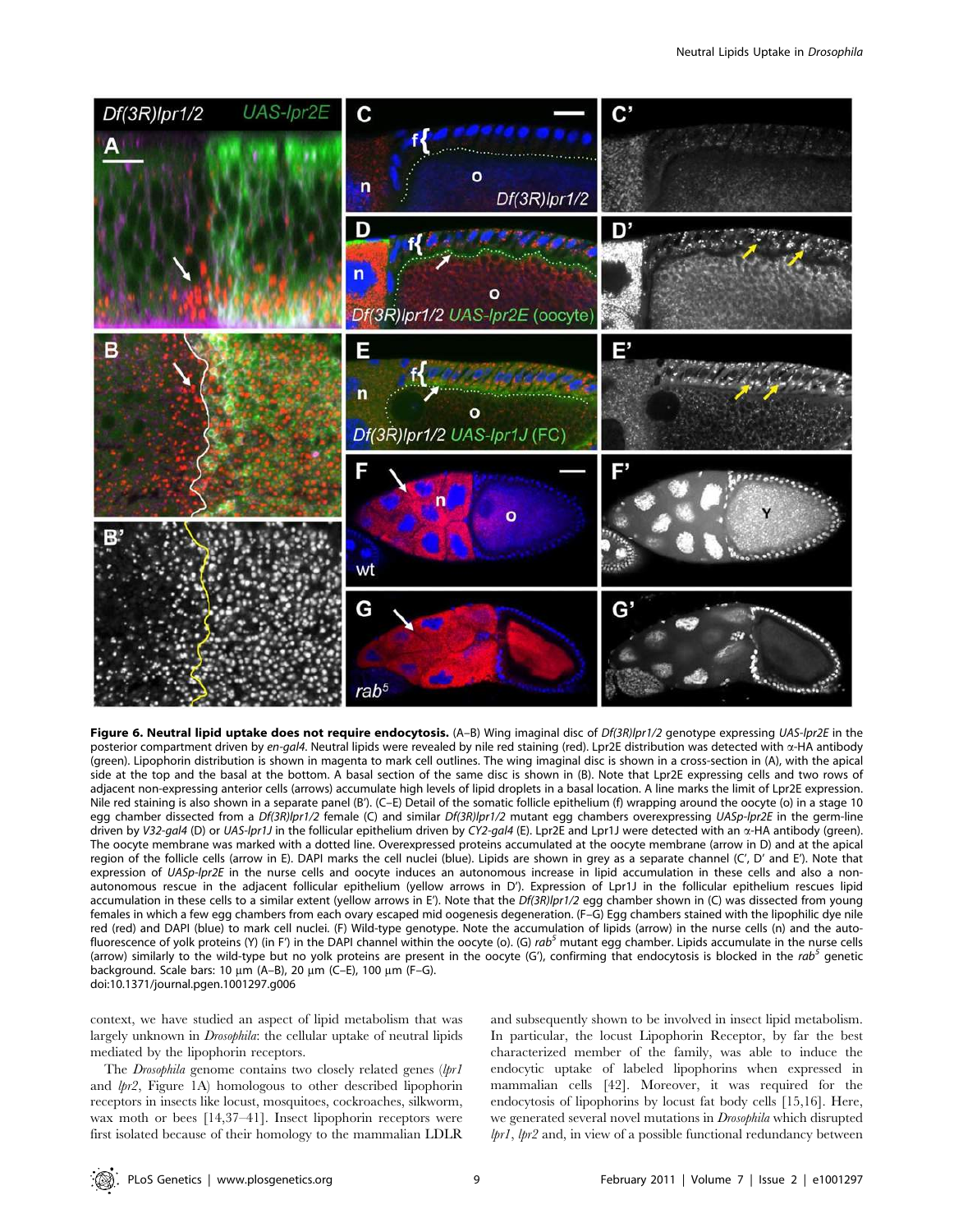**Figure 6. Neutral lipid uptake does not require endocytosis.** (A–B) Wing imaginal disc of *Df(3R)lpr1/2* genotype expressing *UAS-lpr2E* in the posterior compartment driven by *en-gal4*. Neutral lipids were revealed by nile red staining (red). Lpr2E distribution was detected with α-HA antibody (green). Lipophorin distribution is shown in magenta to mark cell outlines. The wing imaginal disc is shown in a cross-section in (A), with the apical side at the top and the basal at the bottom. A basal section of the same disc is shown in (B). Note that Lpr2E expressing cells and two rows of adjacent non-expressing anterior cells (arrows) accumulate high levels of lipid droplets in a basal location. A line marks the limit of Lpr2E expression. Nile red staining is also shown in a separate panel (B′). (C–E) Detail of the somatic follicle epithelium (f) wrapping around the oocyte (o) in a stage 10 egg chamber dissected from a *Df(3R)lpr1/2* female (C) and similar *Df(3R)lpr1/2* mutant egg chambers overexpressing *UASp-lpr2E* in the germ-line driven by *V32-gal4* (D) or *UAS-lpr1J* in the follicular epithelium driven by *CY2-gal4* (E). Lpr2E and Lpr1J were detected with an α-HA antibody (green). The oocyte membrane was marked with a dotted line. Overexpressed proteins accumulated at the oocyte membrane (arrow in D) and at the apical region of the follicle cells (arrow in E). DAPI marks the cell nuclei (blue). Lipids are shown in grey as a separate channel (C′, D′ and E′). Note that expression of *UASp-lpr2E* in the nurse cells and oocyte induces an autonomous increase in lipid accumulation in these cells and also a non-autonomous rescue in the adjacent follicular epithelium (yellow arrows in D′). Expression of Lpr1J in the follicular epithelium rescues lipid accumulation in these cells to a similar extent (yellow arrows in E′). Note that the *Df(3R)lpr1/2* egg chamber shown in (C) was dissected from young females in which a few egg chambers from each ovary escaped mid oogenesis degeneration. (F–G) Egg chambers stained with the lipophilic dye nile red (red) and DAPI (blue) to mark cell nuclei. (F) Wild-type genotype. Note the accumulation of lipids (arrow) in the nurse cells (n) and the auto-fluorescence of yolk proteins (Y) (in F′) in the DAPI channel within the oocyte (o). (G) *rab*[5] mutant egg chamber. Lipids accumulate in the nurse cells (arrow) similarly to the wild-type but no yolk proteins are present in the oocyte (G′), confirming that endocytosis is blocked in the *rab*[5] genetic background. Scale bars: 10 μm (A–B), 20 μm (C–E), 100 μm (F–G).
doi:10.1371/journal.pgen.1001297.g006

context, we have studied an aspect of lipid metabolism that was largely unknown in *Drosophila*: the cellular uptake of neutral lipids mediated by the lipophorin receptors.

The *Drosophila* genome contains two closely related genes (*lpr1* and *lpr2*, Figure 1A) homologous to other described lipophorin receptors in insects like locust, mosquitoes, cockroaches, silkworm, wax moth or bees [14,37–41]. Insect lipophorin receptors were first isolated because of their homology to the mammalian LDLR and subsequently shown to be involved in insect lipid metabolism. In particular, the locust Lipophorin Receptor, by far the best characterized member of the family, was able to induce the endocytic uptake of labeled lipophorins when expressed in mammalian cells [42]. Moreover, it was required for the endocytosis of lipophorins by locust fat body cells [15,16]. Here, we generated several novel mutations in *Drosophila* which disrupted *lpr1*, *lpr2* and, in view of a possible functional redundancy between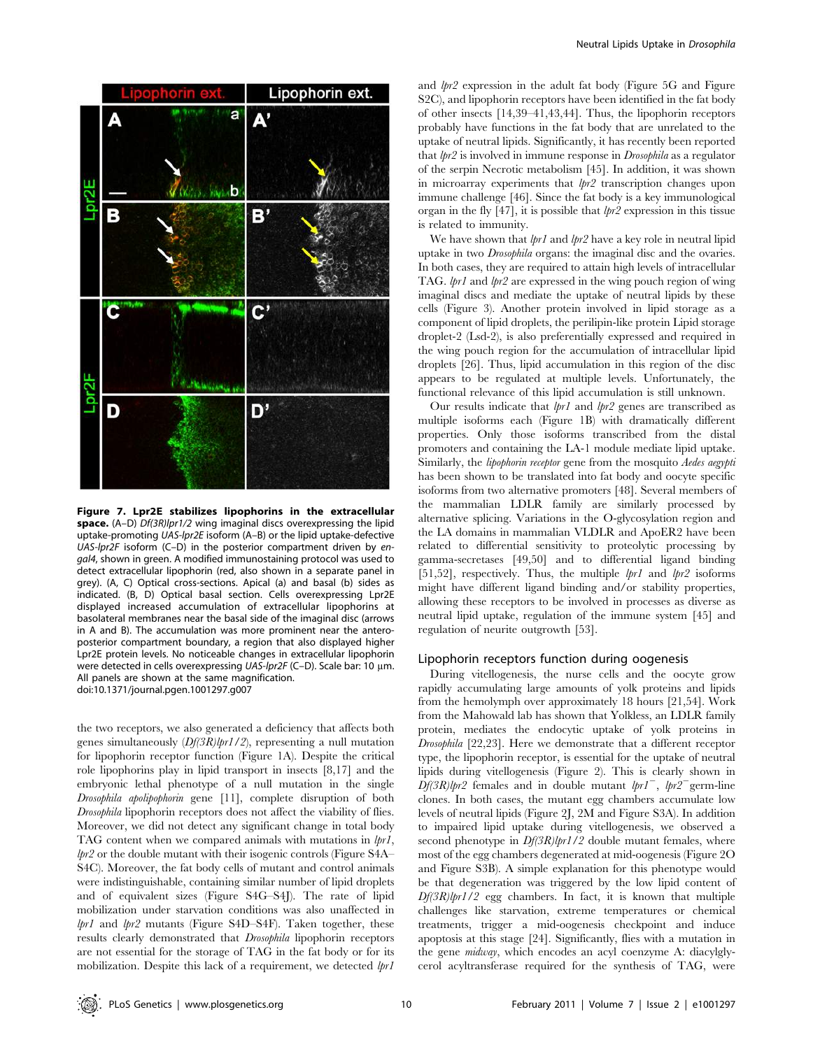**Figure 7. Lpr2E stabilizes lipophorins in the extracellular space.** (A–D) *Df(3R)lpr1/2* wing imaginal discs overexpressing the lipid uptake-promoting *UAS-lpr2E* isoform (A–B) or the lipid uptake-defective *UAS-lpr2F* isoform (C–D) in the posterior compartment driven by *en-gal4*, shown in green. A modified immunostaining protocol was used to detect extracellular lipophorin (red, also shown in a separate panel in grey). (A, C) Optical cross-sections. Apical (a) and basal (b) sides as indicated. (B, D) Optical basal section. Cells overexpressing Lpr2E displayed increased accumulation of extracellular lipophorins at basolateral membranes near the basal side of the imaginal disc (arrows in A and B). The accumulation was more prominent near the antero-posterior compartment boundary, a region that also displayed higher Lpr2E protein levels. No noticeable changes in extracellular lipophorin were detected in cells overexpressing *UAS-lpr2F* (C–D). Scale bar: 10 µm. All panels are shown at the same magnification.
doi:10.1371/journal.pgen.1001297.g007

the two receptors, we also generated a deficiency that affects both genes simultaneously (*Df(3R)lpr1/2*), representing a null mutation for lipophorin receptor function (Figure 1A). Despite the critical role lipophorins play in lipid transport in insects [8,17] and the embryonic lethal phenotype of a null mutation in the single *Drosophila apolipophorin* gene [11], complete disruption of both *Drosophila* lipophorin receptors does not affect the viability of flies. Moreover, we did not detect any significant change in total body TAG content when we compared animals with mutations in *lpr1*, *lpr2* or the double mutant with their isogenic controls (Figure S4A–S4C). Moreover, the fat body cells of mutant and control animals were indistinguishable, containing similar number of lipid droplets and of equivalent sizes (Figure S4G–S4J). The rate of lipid mobilization under starvation conditions was also unaffected in *lpr1* and *lpr2* mutants (Figure S4D–S4F). Taken together, these results clearly demonstrated that *Drosophila* lipophorin receptors are not essential for the storage of TAG in the fat body or for its mobilization. Despite this lack of a requirement, we detected *lpr1* and *lpr2* expression in the adult fat body (Figure 5G and Figure S2C), and lipophorin receptors have been identified in the fat body of other insects [14,39–41,43,44]. Thus, the lipophorin receptors probably have functions in the fat body that are unrelated to the uptake of neutral lipids. Significantly, it has recently been reported that *lpr2* is involved in immune response in *Drosophila* as a regulator of the serpin Necrotic metabolism [45]. In addition, it was shown in microarray experiments that *lpr2* transcription changes upon immune challenge [46]. Since the fat body is a key immunological organ in the fly [47], it is possible that *lpr2* expression in this tissue is related to immunity.

We have shown that *lpr1* and *lpr2* have a key role in neutral lipid uptake in two *Drosophila* organs: the imaginal disc and the ovaries. In both cases, they are required to attain high levels of intracellular TAG. *lpr1* and *lpr2* are expressed in the wing pouch region of wing imaginal discs and mediate the uptake of neutral lipids by these cells (Figure 3). Another protein involved in lipid storage as a component of lipid droplets, the perilipin-like protein Lipid storage droplet-2 (Lsd-2), is also preferentially expressed and required in the wing pouch region for the accumulation of intracellular lipid droplets [26]. Thus, lipid accumulation in this region of the disc appears to be regulated at multiple levels. Unfortunately, the functional relevance of this lipid accumulation is still unknown.

Our results indicate that *lpr1* and *lpr2* genes are transcribed as multiple isoforms each (Figure 1B) with dramatically different properties. Only those isoforms transcribed from the distal promoters and containing the LA-1 module mediate lipid uptake. Similarly, the *lipophorin receptor* gene from the mosquito *Aedes aegypti* has been shown to be translated into fat body and oocyte specific isoforms from two alternative promoters [48]. Several members of the mammalian LDLR family are similarly processed by alternative splicing. Variations in the O-glycosylation region and the LA domains in mammalian VLDLR and ApoER2 have been related to differential sensitivity to proteolytic processing by gamma-secretases [49,50] and to differential ligand binding [51,52], respectively. Thus, the multiple *lpr1* and *lpr2* isoforms might have different ligand binding and/or stability properties, allowing these receptors to be involved in processes as diverse as neutral lipid uptake, regulation of the immune system [45] and regulation of neurite outgrowth [53].

## Lipophorin receptors function during oogenesis

During vitellogenesis, the nurse cells and the oocyte grow rapidly accumulating large amounts of yolk proteins and lipids from the hemolymph over approximately 18 hours [21,54]. Work from the Mahowald lab has shown that Yolkless, an LDLR family protein, mediates the endocytic uptake of yolk proteins in *Drosophila* [22,23]. Here we demonstrate that a different receptor type, the lipophorin receptor, is essential for the uptake of neutral lipids during vitellogenesis (Figure 2). This is clearly shown in *Df(3R)lpr2* females and in double mutant $lpr1^{-}$, $lpr2^{-}$ germ-line clones. In both cases, the mutant egg chambers accumulate low levels of neutral lipids (Figure 2J, 2M and Figure S3A). In addition to impaired lipid uptake during vitellogenesis, we observed a second phenotype in *Df(3R)lpr1/2* double mutant females, where most of the egg chambers degenerated at mid-oogenesis (Figure 2O and Figure S3B). A simple explanation for this phenotype would be that degeneration was triggered by the low lipid content of *Df(3R)lpr1/2* egg chambers. In fact, it is known that multiple challenges like starvation, extreme temperatures or chemical treatments, trigger a mid-oogenesis checkpoint and induce apoptosis at this stage [24]. Significantly, flies with a mutation in the gene *midway*, which encodes an acyl coenzyme A: diacylglycerol acyltransferase required for the synthesis of TAG, were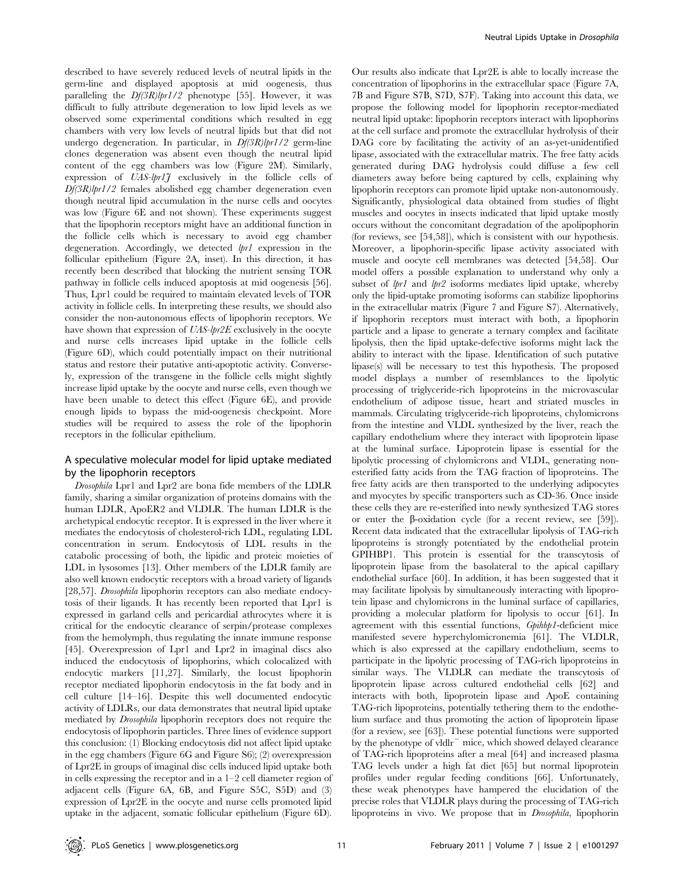described to have severely reduced levels of neutral lipids in the germ-line and displayed apoptosis at mid oogenesis, thus paralleling the *Df(3R)lpr1/2* phenotype [55]. However, it was difficult to fully attribute degeneration to low lipid levels as we observed some experimental conditions which resulted in egg chambers with very low levels of neutral lipids but that did not undergo degeneration. In particular, in *Df(3R)lpr1/2* germ-line clones degeneration was absent even though the neutral lipid content of the egg chambers was low (Figure 2M). Similarly, expression of *UAS-lpr1J* exclusively in the follicle cells of *Df(3R)lpr1/2* females abolished egg chamber degeneration even though neutral lipid accumulation in the nurse cells and oocytes was low (Figure 6E and not shown). These experiments suggest that the lipophorin receptors might have an additional function in the follicle cells which is necessary to avoid egg chamber degeneration. Accordingly, we detected *lpr1* expression in the follicular epithelium (Figure 2A, inset). In this direction, it has recently been described that blocking the nutrient sensing TOR pathway in follicle cells induced apoptosis at mid oogenesis [56]. Thus, Lpr1 could be required to maintain elevated levels of TOR activity in follicle cells. In interpreting these results, we should also consider the non-autonomous effects of lipophorin receptors. We have shown that expression of *UAS-lpr2E* exclusively in the oocyte and nurse cells increases lipid uptake in the follicle cells (Figure 6D), which could potentially impact on their nutritional status and restore their putative anti-apoptotic activity. Conversely, expression of the transgene in the follicle cells might slightly increase lipid uptake by the oocyte and nurse cells, even though we have been unable to detect this effect (Figure 6E), and provide enough lipids to bypass the mid-oogenesis checkpoint. More studies will be required to assess the role of the lipophorin receptors in the follicular epithelium.

## A speculative molecular model for lipid uptake mediated by the lipophorin receptors

*Drosophila* Lpr1 and Lpr2 are bona fide members of the LDLR family, sharing a similar organization of proteins domains with the human LDLR, ApoER2 and VLDLR. The human LDLR is the archetypical endocytic receptor. It is expressed in the liver where it mediates the endocytosis of cholesterol-rich LDL, regulating LDL concentration in serum. Endocytosis of LDL results in the catabolic processing of both, the lipidic and proteic moieties of LDL in lysosomes [13]. Other members of the LDLR family are also well known endocytic receptors with a broad variety of ligands [28,57]. *Drosophila* lipophorin receptors can also mediate endocytosis of their ligands. It has recently been reported that Lpr1 is expressed in garland cells and pericardial athrocytes where it is critical for the endocytic clearance of serpin/protease complexes from the hemolymph, thus regulating the innate immune response [45]. Overexpression of Lpr1 and Lpr2 in imaginal discs also induced the endocytosis of lipophorins, which colocalized with endocytic markers [11,27]. Similarly, the locust lipophorin receptor mediated lipophorin endocytosis in the fat body and in cell culture [14–16]. Despite this well documented endocytic activity of LDLRs, our data demonstrates that neutral lipid uptake mediated by *Drosophila* lipophorin receptors does not require the endocytosis of lipophorin particles. Three lines of evidence support this conclusion: (1) Blocking endocytosis did not affect lipid uptake in the egg chambers (Figure 6G and Figure S6); (2) overexpression of Lpr2E in groups of imaginal disc cells induced lipid uptake both in cells expressing the receptor and in a 1–2 cell diameter region of adjacent cells (Figure 6A, 6B, and Figure S5C, S5D) and (3) expression of Lpr2E in the oocyte and nurse cells promoted lipid uptake in the adjacent, somatic follicular epithelium (Figure 6D).

Our results also indicate that Lpr2E is able to locally increase the concentration of lipophorins in the extracellular space (Figure 7A, 7B and Figure S7B, S7D, S7F). Taking into account this data, we propose the following model for lipophorin receptor-mediated neutral lipid uptake: lipophorin receptors interact with lipophorins at the cell surface and promote the extracellular hydrolysis of their DAG core by facilitating the activity of an as-yet-unidentified lipase, associated with the extracellular matrix. The free fatty acids generated during DAG hydrolysis could diffuse a few cell diameters away before being captured by cells, explaining why lipophorin receptors can promote lipid uptake non-autonomously. Significantly, physiological data obtained from studies of flight muscles and oocytes in insects indicated that lipid uptake mostly occurs without the concomitant degradation of the apolipophorin (for reviews, see [54,58]), which is consistent with our hypothesis. Moreover, a lipophorin-specific lipase activity associated with muscle and oocyte cell membranes was detected [54,58]. Our model offers a possible explanation to understand why only a subset of *lpr1* and *lpr2* isoforms mediates lipid uptake, whereby only the lipid-uptake promoting isoforms can stabilize lipophorins in the extracellular matrix (Figure 7 and Figure S7). Alternatively, if lipophorin receptors must interact with both, a lipophorin particle and a lipase to generate a ternary complex and facilitate lipolysis, then the lipid uptake-defective isoforms might lack the ability to interact with the lipase. Identification of such putative lipase(s) will be necessary to test this hypothesis. The proposed model displays a number of resemblances to the lipolytic processing of triglyceride-rich lipoproteins in the microvascular endothelium of adipose tissue, heart and striated muscles in mammals. Circulating triglyceride-rich lipoproteins, chylomicrons from the intestine and VLDL synthesized by the liver, reach the capillary endothelium where they interact with lipoprotein lipase at the luminal surface. Lipoprotein lipase is essential for the lipolytic processing of chylomicrons and VLDL, generating non-esterified fatty acids from the TAG fraction of lipoproteins. The free fatty acids are then transported to the underlying adipocytes and myocytes by specific transporters such as CD-36. Once inside these cells they are re-esterified into newly synthesized TAG stores or enter the β-oxidation cycle (for a recent review, see [59]). Recent data indicated that the extracellular lipolysis of TAG-rich lipoproteins is strongly potentiated by the endothelial protein GPIHBP1. This protein is essential for the transcytosis of lipoprotein lipase from the basolateral to the apical capillary endothelial surface [60]. In addition, it has been suggested that it may facilitate lipolysis by simultaneously interacting with lipoprotein lipase and chylomicrons in the luminal surface of capillaries, providing a molecular platform for lipolysis to occur [61]. In agreement with this essential functions, *Gpihbp1*-deficient mice manifested severe hyperchylomicronemia [61]. The VLDLR, which is also expressed at the capillary endothelium, seems to participate in the lipolytic processing of TAG-rich lipoproteins in similar ways. The VLDLR can mediate the transcytosis of lipoprotein lipase across cultured endothelial cells [62] and interacts with both, lipoprotein lipase and ApoE containing TAG-rich lipoproteins, potentially tethering them to the endothelium surface and thus promoting the action of lipoprotein lipase (for a review, see [63]). These potential functions were supported by the phenotype of vldlr$^{-}$ mice, which showed delayed clearance of TAG-rich lipoproteins after a meal [64] and increased plasma TAG levels under a high fat diet [65] but normal lipoprotein profiles under regular feeding conditions [66]. Unfortunately, these weak phenotypes have hampered the elucidation of the precise roles that VLDLR plays during the processing of TAG-rich lipoproteins in vivo. We propose that in *Drosophila*, lipophorin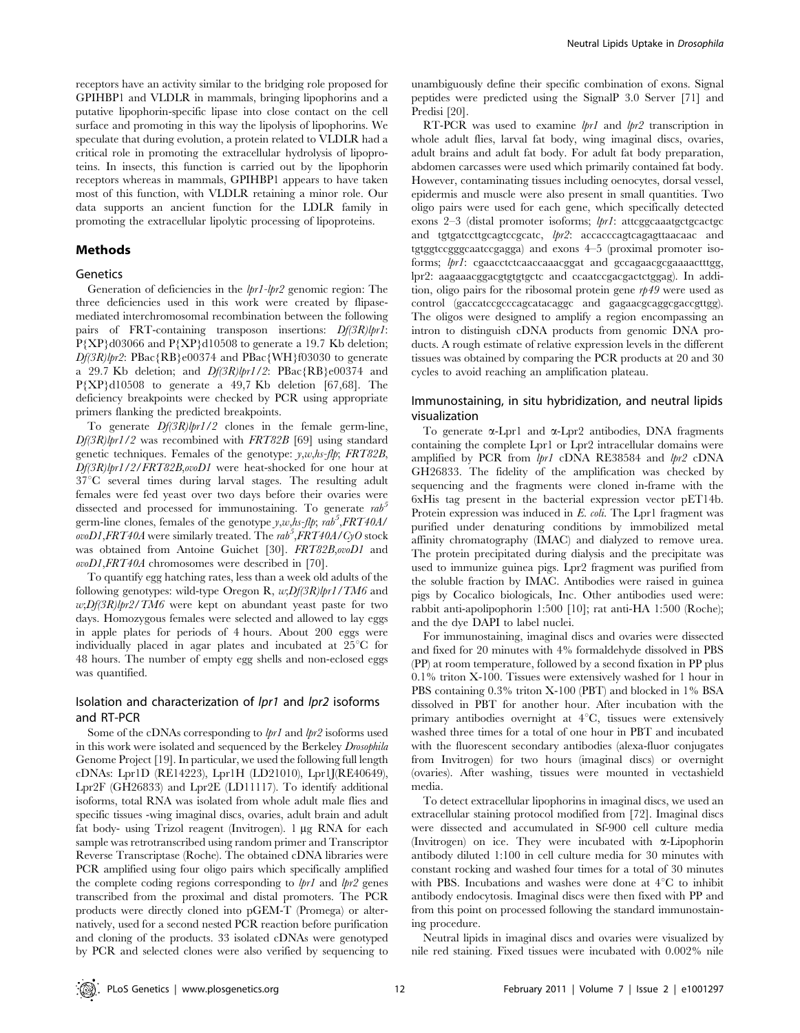receptors have an activity similar to the bridging role proposed for GPIHBP1 and VLDLR in mammals, bringing lipophorins and a putative lipophorin-specific lipase into close contact on the cell surface and promoting in this way the lipolysis of lipophorins. We speculate that during evolution, a protein related to VLDLR had a critical role in promoting the extracellular hydrolysis of lipoproteins. In insects, this function is carried out by the lipophorin receptors whereas in mammals, GPIHBP1 appears to have taken most of this function, with VLDLR retaining a minor role. Our data supports an ancient function for the LDLR family in promoting the extracellular lipolytic processing of lipoproteins.

## Methods

### Genetics

Generation of deficiencies in the *lpr1-lpr2* genomic region: The three deficiencies used in this work were created by flipase-mediated interchromosomal recombination between the following pairs of FRT-containing transposon insertions: *Df(3R)lpr1*: P{XP}d03066 and P{XP}d10508 to generate a 19.7 Kb deletion; *Df(3R)lpr2*: PBac{RB}e00374 and PBac{WH}f03030 to generate a 29.7 Kb deletion; and *Df(3R)lpr1/2*: PBac{RB}e00374 and P{XP}d10508 to generate a 49,7 Kb deletion [67,68]. The deficiency breakpoints were checked by PCR using appropriate primers flanking the predicted breakpoints.

To generate *Df(3R)lpr1/2* clones in the female germ-line, *Df(3R)lpr1/2* was recombined with *FRT82B* [69] using standard genetic techniques. Females of the genotype: *y,w,hs-flp; FRT82B, Df(3R)lpr1/2/FRT82B,ovoD1* were heat-shocked for one hour at 37°C several times during larval stages. The resulting adult females were fed yeast over two days before their ovaries were dissected and processed for immunostaining. To generate *rab[5]* germ-line clones, females of the genotype *y,w,hs-flp; rab[5],FRT40A/ovoD1,FRT40A* were similarly treated. The *rab[5],FRT40A/CyO* stock was obtained from Antoine Guichet [30]. *FRT82B,ovoD1* and *ovoD1,FRT40A* chromosomes were described in [70].

To quantify egg hatching rates, less than a week old adults of the following genotypes: wild-type Oregon R, *w;Df(3R)lpr1/TM6* and *w;Df(3R)lpr2/TM6* were kept on abundant yeast paste for two days. Homozygous females were selected and allowed to lay eggs in apple plates for periods of 4 hours. About 200 eggs were individually placed in agar plates and incubated at 25°C for 48 hours. The number of empty egg shells and non-eclosed eggs was quantified.

### Isolation and characterization of *lpr1* and *lpr2* isoforms and RT-PCR

Some of the cDNAs corresponding to *lpr1* and *lpr2* isoforms used in this work were isolated and sequenced by the Berkeley *Drosophila* Genome Project [19]. In particular, we used the following full length cDNAs: Lpr1D (RE14223), Lpr1H (LD21010), Lpr1J(RE40649), Lpr2F (GH26833) and Lpr2E (LD11117). To identify additional isoforms, total RNA was isolated from whole adult male flies and specific tissues -wing imaginal discs, ovaries, adult brain and adult fat body- using Trizol reagent (Invitrogen). 1 µg RNA for each sample was retrotranscribed using random primer and Transcriptor Reverse Transcriptase (Roche). The obtained cDNA libraries were PCR amplified using four oligo pairs which specifically amplified the complete coding regions corresponding to *lpr1* and *lpr2* genes transcribed from the proximal and distal promoters. The PCR products were directly cloned into pGEM-T (Promega) or alternatively, used for a second nested PCR reaction before purification and cloning of the products. 33 isolated cDNAs were genotyped by PCR and selected clones were also verified by sequencing to unambiguously define their specific combination of exons. Signal peptides were predicted using the SignalP 3.0 Server [71] and Predisi [20].

RT-PCR was used to examine *lpr1* and *lpr2* transcription in whole adult flies, larval fat body, wing imaginal discs, ovaries, adult brains and adult fat body. For adult fat body preparation, abdomen carcasses were used which primarily contained fat body. However, contaminating tissues including oenocytes, dorsal vessel, epidermis and muscle were also present in small quantities. Two oligo pairs were used for each gene, which specifically detected exons 2–3 (distal promoter isoforms; *lpr1*: attcggcaaatgctgcactgc and tgtgatccttgcagtccgcatc, *lpr2*: accacccagtcagagttaacaac and tgtggtccgggcaatccgagga) and exons 4–5 (proximal promoter isoforms; *lpr1*: cgaacctctcaaccaaacggat and gccagaacgcgaaaactttgg, lpr2: aagaaacggacgtgtgtgctc and ccaatccgacgactctggag). In addition, oligo pairs for the ribosomal protein gene *rp49* were used as control (gaccatccgcccagcatacaggc and gagaacgcaggcgaccgttgg). The oligos were designed to amplify a region encompassing an intron to distinguish cDNA products from genomic DNA products. A rough estimate of relative expression levels in the different tissues was obtained by comparing the PCR products at 20 and 30 cycles to avoid reaching an amplification plateau.

### Immunostaining, in situ hybridization, and neutral lipids visualization

To generate α-Lpr1 and α-Lpr2 antibodies, DNA fragments containing the complete Lpr1 or Lpr2 intracellular domains were amplified by PCR from *lpr1* cDNA RE38584 and *lpr2* cDNA GH26833. The fidelity of the amplification was checked by sequencing and the fragments were cloned in-frame with the 6xHis tag present in the bacterial expression vector pET14b. Protein expression was induced in *E. coli*. The Lpr1 fragment was purified under denaturing conditions by immobilized metal affinity chromatography (IMAC) and dialyzed to remove urea. The protein precipitated during dialysis and the precipitate was used to immunize guinea pigs. Lpr2 fragment was purified from the soluble fraction by IMAC. Antibodies were raised in guinea pigs by Cocalico biologicals, Inc. Other antibodies used were: rabbit anti-apolipophorin 1:500 [10]; rat anti-HA 1:500 (Roche); and the dye DAPI to label nuclei.

For immunostaining, imaginal discs and ovaries were dissected and fixed for 20 minutes with 4% formaldehyde dissolved in PBS (PP) at room temperature, followed by a second fixation in PP plus 0.1% triton X-100. Tissues were extensively washed for 1 hour in PBS containing 0.3% triton X-100 (PBT) and blocked in 1% BSA dissolved in PBT for another hour. After incubation with the primary antibodies overnight at 4°C, tissues were extensively washed three times for a total of one hour in PBT and incubated with the fluorescent secondary antibodies (alexa-fluor conjugates from Invitrogen) for two hours (imaginal discs) or overnight (ovaries). After washing, tissues were mounted in vectashield media.

To detect extracellular lipophorins in imaginal discs, we used an extracellular staining protocol modified from [72]. Imaginal discs were dissected and accumulated in Sf-900 cell culture media (Invitrogen) on ice. They were incubated with α-Lipophorin antibody diluted 1:100 in cell culture media for 30 minutes with constant rocking and washed four times for a total of 30 minutes with PBS. Incubations and washes were done at 4°C to inhibit antibody endocytosis. Imaginal discs were then fixed with PP and from this point on processed following the standard immunostaining procedure.

Neutral lipids in imaginal discs and ovaries were visualized by nile red staining. Fixed tissues were incubated with 0.002% nile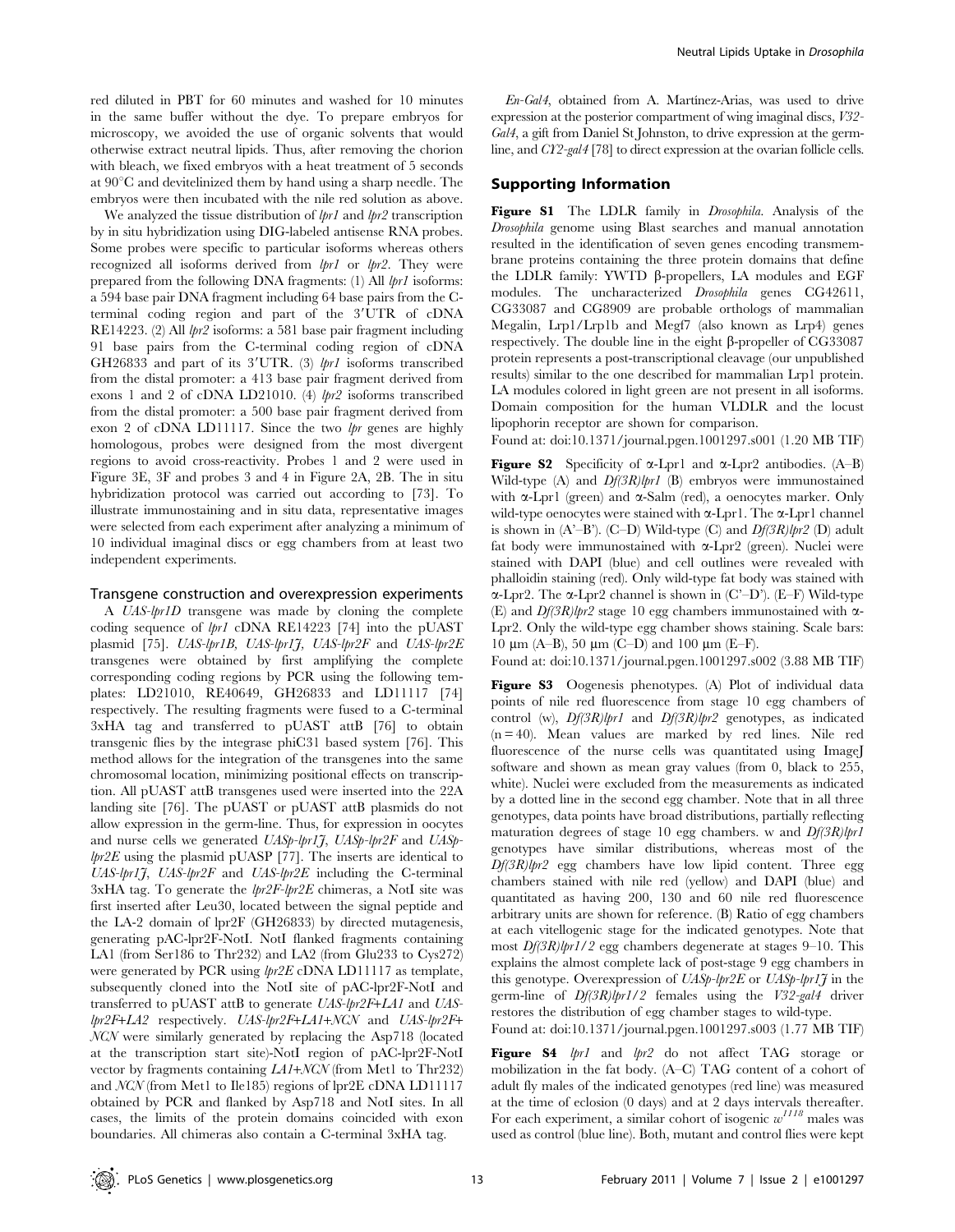red diluted in PBT for 60 minutes and washed for 10 minutes in the same buffer without the dye. To prepare embryos for microscopy, we avoided the use of organic solvents that would otherwise extract neutral lipids. Thus, after removing the chorion with bleach, we fixed embryos with a heat treatment of 5 seconds at 90°C and devitelinized them by hand using a sharp needle. The embryos were then incubated with the nile red solution as above.

We analyzed the tissue distribution of *lpr1* and *lpr2* transcription by in situ hybridization using DIG-labeled antisense RNA probes. Some probes were specific to particular isoforms whereas others recognized all isoforms derived from *lpr1* or *lpr2*. They were prepared from the following DNA fragments: (1) All *lpr1* isoforms: a 594 base pair DNA fragment including 64 base pairs from the C-terminal coding region and part of the 3′UTR of cDNA RE14223. (2) All *lpr2* isoforms: a 581 base pair fragment including 91 base pairs from the C-terminal coding region of cDNA GH26833 and part of its 3′UTR. (3) *lpr1* isoforms transcribed from the distal promoter: a 413 base pair fragment derived from exons 1 and 2 of cDNA LD21010. (4) *lpr2* isoforms transcribed from the distal promoter: a 500 base pair fragment derived from exon 2 of cDNA LD11117. Since the two *lpr* genes are highly homologous, probes were designed from the most divergent regions to avoid cross-reactivity. Probes 1 and 2 were used in Figure 3E, 3F and probes 3 and 4 in Figure 2A, 2B. The in situ hybridization protocol was carried out according to [73]. To illustrate immunostaining and in situ data, representative images were selected from each experiment after analyzing a minimum of 10 individual imaginal discs or egg chambers from at least two independent experiments.

### Transgene construction and overexpression experiments

A *UAS-lpr1D* transgene was made by cloning the complete coding sequence of *lpr1* cDNA RE14223 [74] into the pUAST plasmid [75]. *UAS-lpr1B, UAS-lpr1J, UAS-lpr2F* and *UAS-lpr2E* transgenes were obtained by first amplifying the complete corresponding coding regions by PCR using the following templates: LD21010, RE40649, GH26833 and LD11117 [74] respectively. The resulting fragments were fused to a C-terminal 3xHA tag and transferred to pUAST attB [76] to obtain transgenic flies by the integrase phiC31 based system [76]. This method allows for the integration of the transgenes into the same chromosomal location, minimizing positional effects on transcription. All pUAST attB transgenes used were inserted into the 22A landing site [76]. The pUAST or pUAST attB plasmids do not allow expression in the germ-line. Thus, for expression in oocytes and nurse cells we generated *UASp-lpr1J*, *UASp-lpr2F* and *UASp-lpr2E* using the plasmid pUASP [77]. The inserts are identical to *UAS-lpr1J*, *UAS-lpr2F* and *UAS-lpr2E* including the C-terminal 3xHA tag. To generate the *lpr2F-lpr2E* chimeras, a NotI site was first inserted after Leu30, located between the signal peptide and the LA-2 domain of lpr2F (GH26833) by directed mutagenesis, generating pAC-lpr2F-NotI. NotI flanked fragments containing LA1 (from Ser186 to Thr232) and LA2 (from Glu233 to Cys272) were generated by PCR using *lpr2E* cDNA LD11117 as template, subsequently cloned into the NotI site of pAC-lpr2F-NotI and transferred to pUAST attB to generate *UAS-lpr2F+LA1* and *UAS-lpr2F+LA2* respectively. *UAS-lpr2F+LA1+NCN* and *UAS-lpr2F+NCN* were similarly generated by replacing the Asp718 (located at the transcription start site)-NotI region of pAC-lpr2F-NotI vector by fragments containing *LA1+NCN* (from Met1 to Thr232) and *NCN* (from Met1 to Ile185) regions of lpr2E cDNA LD11117 obtained by PCR and flanked by Asp718 and NotI sites. In all cases, the limits of the protein domains coincided with exon boundaries. All chimeras also contain a C-terminal 3xHA tag.

*En-Gal4*, obtained from A. Martínez-Arias, was used to drive expression at the posterior compartment of wing imaginal discs, *V32-Gal4*, a gift from Daniel St Johnston, to drive expression at the germ-line, and *CY2-gal4* [78] to direct expression at the ovarian follicle cells.

## Supporting Information

**Figure S1** The LDLR family in *Drosophila*. Analysis of the *Drosophila* genome using Blast searches and manual annotation resulted in the identification of seven genes encoding transmembrane proteins containing the three protein domains that define the LDLR family: YWTD β-propellers, LA modules and EGF modules. The uncharacterized *Drosophila* genes CG42611, CG33087 and CG8909 are probable orthologs of mammalian Megalin, Lrp1/Lrp1b and Megf7 (also known as Lrp4) genes respectively. The double line in the eight β-propeller of CG33087 protein represents a post-transcriptional cleavage (our unpublished results) similar to the one described for mammalian Lrp1 protein. LA modules colored in light green are not present in all isoforms. Domain composition for the human VLDLR and the locust lipophorin receptor are shown for comparison.

Found at: doi:10.1371/journal.pgen.1001297.s001 (1.20 MB TIF)

**Figure S2** Specificity of α-Lpr1 and α-Lpr2 antibodies. (A–B) Wild-type (A) and *Df(3R)lpr1* (B) embryos were immunostained with α-Lpr1 (green) and α-Salm (red), a oenocytes marker. Only wild-type oenocytes were stained with α-Lpr1. The α-Lpr1 channel is shown in (A′–B′). (C–D) Wild-type (C) and *Df(3R)lpr2* (D) adult fat body were immunostained with α-Lpr2 (green). Nuclei were stained with DAPI (blue) and cell outlines were revealed with phalloidin staining (red). Only wild-type fat body was stained with α-Lpr2. The α-Lpr2 channel is shown in (C′–D′). (E–F) Wild-type (E) and *Df(3R)lpr2* stage 10 egg chambers immunostained with α-Lpr2. Only the wild-type egg chamber shows staining. Scale bars: 10 µm (A–B), 50 µm (C–D) and 100 µm (E–F).

Found at: doi:10.1371/journal.pgen.1001297.s002 (3.88 MB TIF)

**Figure S3** Oogenesis phenotypes. (A) Plot of individual data points of nile red fluorescence from stage 10 egg chambers of control (w), *Df(3R)lpr1* and *Df(3R)lpr2* genotypes, as indicated (n = 40). Mean values are marked by red lines. Nile red fluorescence of the nurse cells was quantitated using ImageJ software and shown as mean gray values (from 0, black to 255, white). Nuclei were excluded from the measurements as indicated by a dotted line in the second egg chamber. Note that in all three genotypes, data points have broad distributions, partially reflecting maturation degrees of stage 10 egg chambers. w and *Df(3R)lpr1* genotypes have similar distributions, whereas most of the *Df(3R)lpr2* egg chambers have low lipid content. Three egg chambers stained with nile red (yellow) and DAPI (blue) and quantitated as having 200, 130 and 60 nile red fluorescence arbitrary units are shown for reference. (B) Ratio of egg chambers at each vitellogenic stage for the indicated genotypes. Note that most *Df(3R)lpr1/2* egg chambers degenerate at stages 9–10. This explains the almost complete lack of post-stage 9 egg chambers in this genotype. Overexpression of *UASp-lpr2E* or *UASp-lpr1J* in the germ-line of *Df(3R)lpr1/2* females using the *V32-gal4* driver restores the distribution of egg chamber stages to wild-type.

Found at: doi:10.1371/journal.pgen.1001297.s003 (1.77 MB TIF)

**Figure S4** *lpr1* and *lpr2* do not affect TAG storage or mobilization in the fat body. (A–C) TAG content of a cohort of adult fly males of the indicated genotypes (red line) was measured at the time of eclosion (0 days) and at 2 days intervals thereafter. For each experiment, a similar cohort of isogenic $w^{1118}$ males was used as control (blue line). Both, mutant and control flies were kept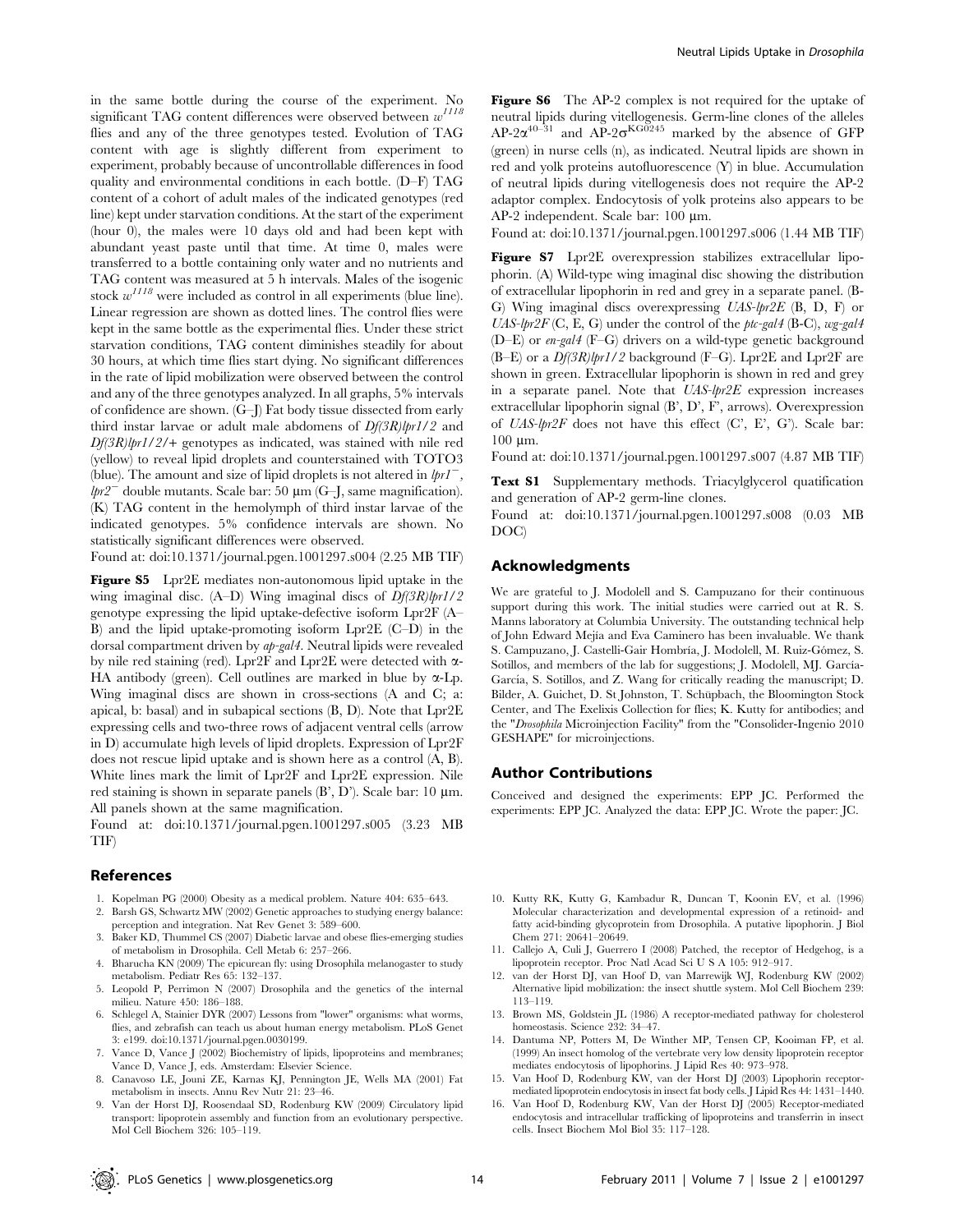in the same bottle during the course of the experiment. No significant TAG content differences were observed between $w^{1118}$ flies and any of the three genotypes tested. Evolution of TAG content with age is slightly different from experiment to experiment, probably because of uncontrollable differences in food quality and environmental conditions in each bottle. (D–F) TAG content of a cohort of adult males of the indicated genotypes (red line) kept under starvation conditions. At the start of the experiment (hour 0), the males were 10 days old and had been kept with abundant yeast paste until that time. At time 0, males were transferred to a bottle containing only water and no nutrients and TAG content was measured at 5 h intervals. Males of the isogenic stock $w^{1118}$ were included as control in all experiments (blue line). Linear regression are shown as dotted lines. The control flies were kept in the same bottle as the experimental flies. Under these strict starvation conditions, TAG content diminishes steadily for about 30 hours, at which time flies start dying. No significant differences in the rate of lipid mobilization were observed between the control and any of the three genotypes analyzed. In all graphs, 5% intervals of confidence are shown. (G–J) Fat body tissue dissected from early third instar larvae or adult male abdomens of *Df(3R)lpr1/2* and *Df(3R)lpr1/2/+* genotypes as indicated, was stained with nile red (yellow) to reveal lipid droplets and counterstained with TOTO3 (blue). The amount and size of lipid droplets is not altered in $lpr1^{-}$, $lpr2^{-}$ double mutants. Scale bar: 50 µm (G–J, same magnification). (K) TAG content in the hemolymph of third instar larvae of the indicated genotypes. 5% confidence intervals are shown. No statistically significant differences were observed.

Found at: doi:10.1371/journal.pgen.1001297.s004 (2.25 MB TIF)

**Figure S5** Lpr2E mediates non-autonomous lipid uptake in the wing imaginal disc. (A–D) Wing imaginal discs of *Df(3R)lpr1/2* genotype expressing the lipid uptake-defective isoform Lpr2F (A–B) and the lipid uptake-promoting isoform Lpr2E (C–D) in the dorsal compartment driven by *ap-gal4*. Neutral lipids were revealed by nile red staining (red). Lpr2F and Lpr2E were detected with α-HA antibody (green). Cell outlines are marked in blue by α-Lp. Wing imaginal discs are shown in cross-sections (A and C; a: apical, b: basal) and in subapical sections (B, D). Note that Lpr2E expressing cells and two-three rows of adjacent ventral cells (arrow in D) accumulate high levels of lipid droplets. Expression of Lpr2F does not rescue lipid uptake and is shown here as a control (A, B). White lines mark the limit of Lpr2F and Lpr2E expression. Nile red staining is shown in separate panels (B', D'). Scale bar: 10 µm. All panels shown at the same magnification.

Found at: doi:10.1371/journal.pgen.1001297.s005 (3.23 MB TIF)

**Figure S6** The AP-2 complex is not required for the uptake of neutral lipids during vitellogenesis. Germ-line clones of the alleles AP-2$\alpha^{40-31}$ and AP-2$\sigma^{KG0245}$ marked by the absence of GFP (green) in nurse cells (n), as indicated. Neutral lipids are shown in red and yolk proteins autofluorescence (Y) in blue. Accumulation of neutral lipids during vitellogenesis does not require the AP-2 adaptor complex. Endocytosis of yolk proteins also appears to be AP-2 independent. Scale bar: 100 µm.

Found at: doi:10.1371/journal.pgen.1001297.s006 (1.44 MB TIF)

**Figure S7** Lpr2E overexpression stabilizes extracellular lipophorin. (A) Wild-type wing imaginal disc showing the distribution of extracellular lipophorin in red and grey in a separate panel. (B-G) Wing imaginal discs overexpressing *UAS-lpr2E* (B, D, F) or *UAS-lpr2F* (C, E, G) under the control of the *ptc-gal4* (B-C), *wg-gal4* (D–E) or *en-gal4* (F–G) drivers on a wild-type genetic background (B–E) or a *Df(3R)lpr1/2* background (F–G). Lpr2E and Lpr2F are shown in green. Extracellular lipophorin is shown in red and grey in a separate panel. Note that *UAS-lpr2E* expression increases extracellular lipophorin signal (B', D', F', arrows). Overexpression of *UAS-lpr2F* does not have this effect (C', E', G'). Scale bar: 100 µm.

Found at: doi:10.1371/journal.pgen.1001297.s007 (4.87 MB TIF)

**Text S1** Supplementary methods. Triacylglycerol quantification and generation of AP-2 germ-line clones.

Found at: doi:10.1371/journal.pgen.1001297.s008 (0.03 MB DOC)

## Acknowledgments

We are grateful to J. Modolell and S. Campuzano for their continuous support during this work. The initial studies were carried out at R. S. Manns laboratory at Columbia University. The outstanding technical help of John Edward Mejia and Eva Caminero has been invaluable. We thank S. Campuzano, J. Castelli-Gair Hombría, J. Modolell, M. Ruiz-Gómez, S. Sotillos, and members of the lab for suggestions; J. Modolell, MJ. García-García, S. Sotillos, and Z. Wang for critically reading the manuscript; D. Bilder, A. Guichet, D. St Johnston, T. Schüpbach, the Bloomington Stock Center, and The Exelixis Collection for flies; K. Kutty for antibodies; and the "*Drosophila* Microinjection Facility" from the "Consolider-Ingenio 2010 GESHAPE" for microinjections.

## Author Contributions

Conceived and designed the experiments: EPP JC. Performed the experiments: EPP JC. Analyzed the data: EPP JC. Wrote the paper: JC.

## References

1. Kopelman PG (2000) Obesity as a medical problem. Nature 404: 635–643.
2. Barsh GS, Schwartz MW (2002) Genetic approaches to studying energy balance: perception and integration. Nat Rev Genet 3: 589–600.
3. Baker KD, Thummel CS (2007) Diabetic larvae and obese flies-emerging studies of metabolism in Drosophila. Cell Metab 6: 257–266.
4. Bharucha KN (2009) The epicurean fly: using Drosophila melanogaster to study metabolism. Pediatr Res 65: 132–137.
5. Leopold P, Perrimon N (2007) Drosophila and the genetics of the internal milieu. Nature 450: 186–188.
6. Schlegel A, Stainier DYR (2007) Lessons from "lower" organisms: what worms, flies, and zebrafish can teach us about human energy metabolism. PLoS Genet 3: e199. doi:10.1371/journal.pgen.0030199.
7. Vance D, Vance J (2002) Biochemistry of lipids, lipoproteins and membranes; Vance D, Vance J, eds. Amsterdam: Elsevier Science.
8. Canavoso LE, Jouni ZE, Karnas KJ, Pennington JE, Wells MA (2001) Fat metabolism in insects. Annu Rev Nutr 21: 23–46.
9. Van der Horst DJ, Roosendaal SD, Rodenburg KW (2009) Circulatory lipid transport: lipoprotein assembly and function from an evolutionary perspective. Mol Cell Biochem 326: 105–119.
10. Kutty RK, Kutty G, Kambadur R, Duncan T, Koonin EV, et al. (1996) Molecular characterization and developmental expression of a retinoid- and fatty acid-binding glycoprotein from Drosophila. A putative lipophorin. J Biol Chem 271: 20641–20649.
11. Callejo A, Culi J, Guerrero I (2008) Patched, the receptor of Hedgehog, is a lipoprotein receptor. Proc Natl Acad Sci U S A 105: 912–917.
12. van der Horst DJ, van Hoof D, van Marrewijk WJ, Rodenburg KW (2002) Alternative lipid mobilization: the insect shuttle system. Mol Cell Biochem 239: 113–119.
13. Brown MS, Goldstein JL (1986) A receptor-mediated pathway for cholesterol homeostasis. Science 232: 34–47.
14. Dantuma NP, Potters M, De Winther MP, Tensen CP, Kooiman FP, et al. (1999) An insect homolog of the vertebrate very low density lipoprotein receptor mediates endocytosis of lipophorins. J Lipid Res 40: 973–978.
15. Van Hoof D, Rodenburg KW, van der Horst DJ (2003) Lipophorin receptor-mediated lipoprotein endocytosis in insect fat body cells. J Lipid Res 44: 1431–1440.
16. Van Hoof D, Rodenburg KW, Van der Horst DJ (2005) Receptor-mediated endocytosis and intracellular trafficking of lipoproteins and transferrin in insect cells. Insect Biochem Mol Biol 35: 117–128.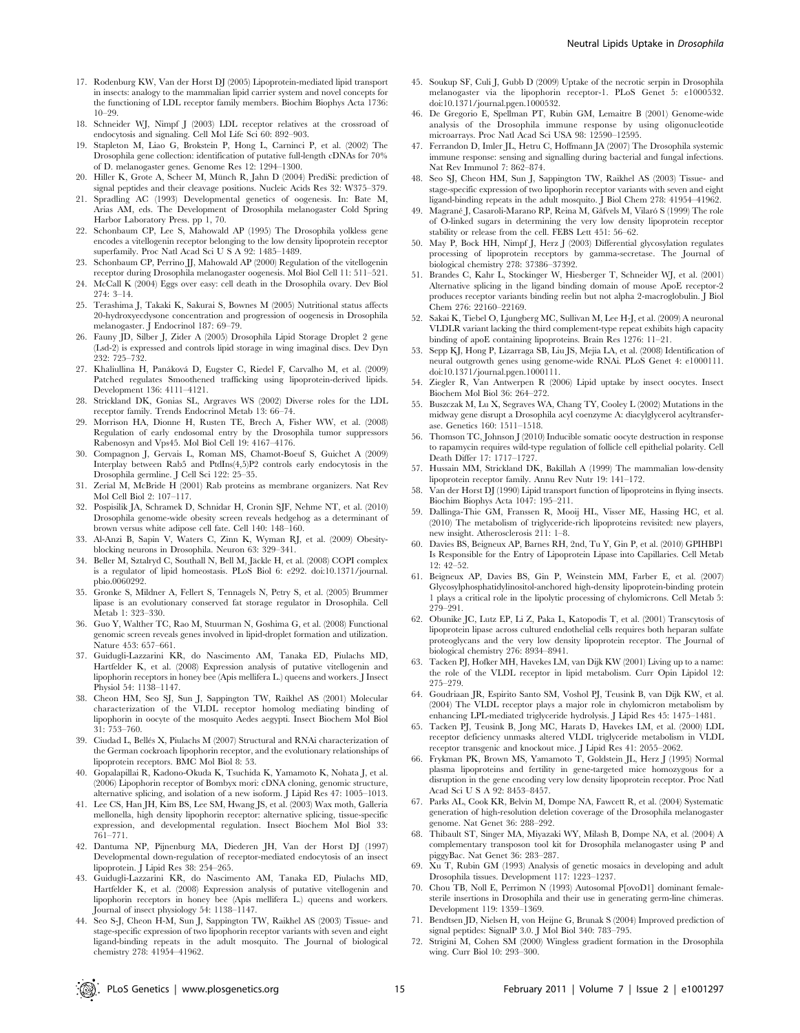17. Rodenburg KW, Van der Horst DJ (2005) Lipoprotein-mediated lipid transport in insects: analogy to the mammalian lipid carrier system and novel concepts for the functioning of LDL receptor family members. Biochim Biophys Acta 1736: 10–29.
18. Schneider WJ, Nimpf J (2003) LDL receptor relatives at the crossroad of endocytosis and signaling. Cell Mol Life Sci 60: 892–903.
19. Stapleton M, Liao G, Brokstein P, Hong L, Carninci P, et al. (2002) The Drosophila gene collection: identification of putative full-length cDNAs for 70% of D. melanogaster genes. Genome Res 12: 1294–1300.
20. Hiller K, Grote A, Scheer M, Münch R, Jahn D (2004) PrediSi: prediction of signal peptides and their cleavage positions. Nucleic Acids Res 32: W375–379.
21. Spradling AC (1993) Developmental genetics of oogenesis. In: Bate M, Arias AM, eds. The Development of Drosophila melanogaster Cold Spring Harbor Laboratory Press. pp 1, 70.
22. Schonbaum CP, Lee S, Mahowald AP (1995) The Drosophila yolkless gene encodes a vitellogenin receptor belonging to the low density lipoprotein receptor superfamily. Proc Natl Acad Sci U S A 92: 1485–1489.
23. Schonbaum CP, Perrino JJ, Mahowald AP (2000) Regulation of the vitellogenin receptor during Drosophila melanogaster oogenesis. Mol Biol Cell 11: 511–521.
24. McCall K (2004) Eggs over easy: cell death in the Drosophila ovary. Dev Biol 274: 3–14.
25. Terashima J, Takaki K, Sakurai S, Bownes M (2005) Nutritional status affects 20-hydroxyecdysone concentration and progression of oogenesis in Drosophila melanogaster. J Endocrinol 187: 69–79.
26. Fauny JD, Silber J, Zider A (2005) Drosophila Lipid Storage Droplet 2 gene (Lsd-2) is expressed and controls lipid storage in wing imaginal discs. Dev Dyn 232: 725–732.
27. Khaliullina H, Panáková D, Eugster C, Riedel F, Carvalho M, et al. (2009) Patched regulates Smoothened trafficking using lipoprotein-derived lipids. Development 136: 4111–4121.
28. Strickland DK, Gonias SL, Argraves WS (2002) Diverse roles for the LDL receptor family. Trends Endocrinol Metab 13: 66–74.
29. Morrison HA, Dionne H, Rusten TE, Brech A, Fisher WW, et al. (2008) Regulation of early endosomal entry by the Drosophila tumor suppressors Rabenosyn and Vps45. Mol Biol Cell 19: 4167–4176.
30. Compagnon J, Gervais L, Roman MS, Chamot-Boeuf S, Guichet A (2009) Interplay between Rab5 and PtdIns(4,5)P2 controls early endocytosis in the Drosophila germline. J Cell Sci 122: 25–35.
31. Zerial M, McBride H (2001) Rab proteins as membrane organizers. Nat Rev Mol Cell Biol 2: 107–117.
32. Pospisilik JA, Schramek D, Schnidar H, Cronin SJF, Nehme NT, et al. (2010) Drosophila genome-wide obesity screen reveals hedgehog as a determinant of brown versus white adipose cell fate. Cell 140: 148–160.
33. Al-Anzi B, Sapin V, Waters C, Zinn K, Wyman RJ, et al. (2009) Obesity-blocking neurons in Drosophila. Neuron 63: 329–341.
34. Beller M, Sztalryd C, Southall N, Bell M, Jäckle H, et al. (2008) COPI complex is a regulator of lipid homeostasis. PLoS Biol 6: e292. doi:10.1371/journal.pbio.0060292.
35. Gronke S, Mildner A, Fellert S, Tennagels N, Petry S, et al. (2005) Brummer lipase is an evolutionary conserved fat storage regulator in Drosophila. Cell Metab 1: 323–330.
36. Guo Y, Walther TC, Rao M, Stuurman N, Goshima G, et al. (2008) Functional genomic screen reveals genes involved in lipid-droplet formation and utilization. Nature 453: 657–661.
37. Guidugli-Lazzarini KR, do Nascimento AM, Tanaka ED, Piulachs MD, Hartfelder K, et al. (2008) Expression analysis of putative vitellogenin and lipophorin receptors in honey bee (Apis mellifera L.) queens and workers. J Insect Physiol 54: 1138–1147.
38. Cheon HM, Seo SJ, Sun J, Sappington TW, Raikhel AS (2001) Molecular characterization of the VLDL receptor homolog mediating binding of lipophorin in oocyte of the mosquito Aedes aegypti. Insect Biochem Mol Biol 31: 753–760.
39. Ciudad L, Bellés X, Piulachs M (2007) Structural and RNAi characterization of the German cockroach lipophorin receptor, and the evolutionary relationships of lipoprotein receptors. BMC Mol Biol 8: 53.
40. Gopalapillai R, Kadono-Okuda K, Tsuchida K, Yamamoto K, Nohata J, et al. (2006) Lipophorin receptor of Bombyx mori: cDNA cloning, genomic structure, alternative splicing, and isolation of a new isoform. J Lipid Res 47: 1005–1013.
41. Lee CS, Han JH, Kim BS, Lee SM, Hwang JS, et al. (2003) Wax moth, Galleria mellonella, high density lipophorin receptor: alternative splicing, tissue-specific expression, and developmental regulation. Insect Biochem Mol Biol 33: 761–771.
42. Dantuma NP, Pijnenburg MA, Diederen JH, Van der Horst DJ (1997) Developmental down-regulation of receptor-mediated endocytosis of an insect lipoprotein. J Lipid Res 38: 254–265.
43. Guidugli-Lazzarini KR, do Nascimento AM, Tanaka ED, Piulachs MD, Hartfelder K, et al. (2008) Expression analysis of putative vitellogenin and lipophorin receptors in honey bee (Apis mellifera L.) queens and workers. Journal of insect physiology 54: 1138–1147.
44. Seo S-J, Cheon H-M, Sun J, Sappington TW, Raikhel AS (2003) Tissue- and stage-specific expression of two lipophorin receptor variants with seven and eight ligand-binding repeats in the adult mosquito. The Journal of biological chemistry 278: 41954–41962.
45. Soukup SF, Culi J, Gubb D (2009) Uptake of the necrotic serpin in Drosophila melanogaster via the lipophorin receptor-1. PLoS Genet 5: e1000532. doi:10.1371/journal.pgen.1000532.
46. De Gregorio E, Spellman PT, Rubin GM, Lemaitre B (2001) Genome-wide analysis of the Drosophila immune response by using oligonucleotide microarrays. Proc Natl Acad Sci USA 98: 12590–12595.
47. Ferrandon D, Imler JL, Hetru C, Hoffmann JA (2007) The Drosophila systemic immune response: sensing and signalling during bacterial and fungal infections. Nat Rev Immunol 7: 862–874.
48. Seo SJ, Cheon HM, Sun J, Sappington TW, Raikhel AS (2003) Tissue- and stage-specific expression of two lipophorin receptor variants with seven and eight ligand-binding repeats in the adult mosquito. J Biol Chem 278: 41954–41962.
49. Magrané J, Casaroli-Marano RP, Reina M, Gåfvels M, Vilaró S (1999) The role of O-linked sugars in determining the very low density lipoprotein receptor stability or release from the cell. FEBS Lett 451: 56–62.
50. May P, Bock HH, Nimpf J, Herz J (2003) Differential glycosylation regulates processing of lipoprotein receptors by gamma-secretase. The Journal of biological chemistry 278: 37386–37392.
51. Brandes C, Kahr L, Stockinger W, Hiesberger T, Schneider WJ, et al. (2001) Alternative splicing in the ligand binding domain of mouse ApoE receptor-2 produces receptor variants binding reelin but not alpha 2-macroglobulin. J Biol Chem 276: 22160–22169.
52. Sakai K, Tiebel O, Ljungberg MC, Sullivan M, Lee H-J, et al. (2009) A neuronal VLDLR variant lacking the third complement-type repeat exhibits high capacity binding of apoE containing lipoproteins. Brain Res 1276: 11–21.
53. Sepp KJ, Hong P, Lizarraga SB, Liu JS, Mejia LA, et al. (2008) Identification of neural outgrowth genes using genome-wide RNAi. PLoS Genet 4: e1000111. doi:10.1371/journal.pgen.1000111.
54. Ziegler R, Van Antwerpen R (2006) Lipid uptake by insect oocytes. Insect Biochem Mol Biol 36: 264–272.
55. Buszczak M, Lu X, Segraves WA, Chang TY, Cooley L (2002) Mutations in the midway gene disrupt a Drosophila acyl coenzyme A: diacylglycerol acyltransferase. Genetics 160: 1511–1518.
56. Thomson TC, Johnson J (2010) Inducible somatic oocyte destruction in response to rapamycin requires wild-type regulation of follicle cell epithelial polarity. Cell Death Differ 17: 1717–1727.
57. Hussain MM, Strickland DK, Bakillah A (1999) The mammalian low-density lipoprotein receptor family. Annu Rev Nutr 19: 141–172.
58. Van der Horst DJ (1990) Lipid transport function of lipoproteins in flying insects. Biochim Biophys Acta 1047: 195–211.
59. Dallinga-Thie GM, Franssen R, Mooij HL, Visser ME, Hassing HC, et al. (2010) The metabolism of triglyceride-rich lipoproteins revisited: new players, new insight. Atherosclerosis 211: 1–8.
60. Davies BS, Beigneux AP, Barnes RH, 2nd, Tu Y, Gin P, et al. (2010) GPIHBP1 Is Responsible for the Entry of Lipoprotein Lipase into Capillaries. Cell Metab 12: 42–52.
61. Beigneux AP, Davies BS, Gin P, Weinstein MM, Farber E, et al. (2007) Glycosylphosphatidylinositol-anchored high-density lipoprotein-binding protein 1 plays a critical role in the lipolytic processing of chylomicrons. Cell Metab 5: 279–291.
62. Obunike JC, Lutz EP, Li Z, Paka L, Katopodis T, et al. (2001) Transcytosis of lipoprotein lipase across cultured endothelial cells requires both heparan sulfate proteoglycans and the very low density lipoprotein receptor. The Journal of biological chemistry 276: 8934–8941.
63. Tacken PJ, Hofker MH, Havekes LM, van Dijk KW (2001) Living up to a name: the role of the VLDL receptor in lipid metabolism. Curr Opin Lipidol 12: 275–279.
64. Goudriaan JR, Espirito Santo SM, Voshol PJ, Teusink B, van Dijk KW, et al. (2004) The VLDL receptor plays a major role in chylomicron metabolism by enhancing LPL-mediated triglyceride hydrolysis. J Lipid Res 45: 1475–1481.
65. Tacken PJ, Teusink B, Jong MC, Harats D, Havekes LM, et al. (2000) LDL receptor deficiency unmasks altered VLDL triglyceride metabolism in VLDL receptor transgenic and knockout mice. J Lipid Res 41: 2055–2062.
66. Frykman PK, Brown MS, Yamamoto T, Goldstein JL, Herz J (1995) Normal plasma lipoproteins and fertility in gene-targeted mice homozygous for a disruption in the gene encoding very low density lipoprotein receptor. Proc Natl Acad Sci U S A 92: 8453–8457.
67. Parks AL, Cook KR, Belvin M, Dompe NA, Fawcett R, et al. (2004) Systematic generation of high-resolution deletion coverage of the Drosophila melanogaster genome. Nat Genet 36: 288–292.
68. Thibault ST, Singer MA, Miyazaki WY, Milash B, Dompe NA, et al. (2004) A complementary transposon tool kit for Drosophila melanogaster using P and piggyBac. Nat Genet 36: 283–287.
69. Xu T, Rubin GM (1993) Analysis of genetic mosaics in developing and adult Drosophila tissues. Development 117: 1223–1237.
70. Chou TB, Noll E, Perrimon N (1993) Autosomal P[ovoD1] dominant female-sterile insertions in Drosophila and their use in generating germ-line chimeras. Development 119: 1359–1369.
71. Bendtsen JD, Nielsen H, von Heijne G, Brunak S (2004) Improved prediction of signal peptides: SignalP 3.0. J Mol Biol 340: 783–795.
72. Strigini M, Cohen SM (2000) Wingless gradient formation in the Drosophila wing. Curr Biol 10: 293–300.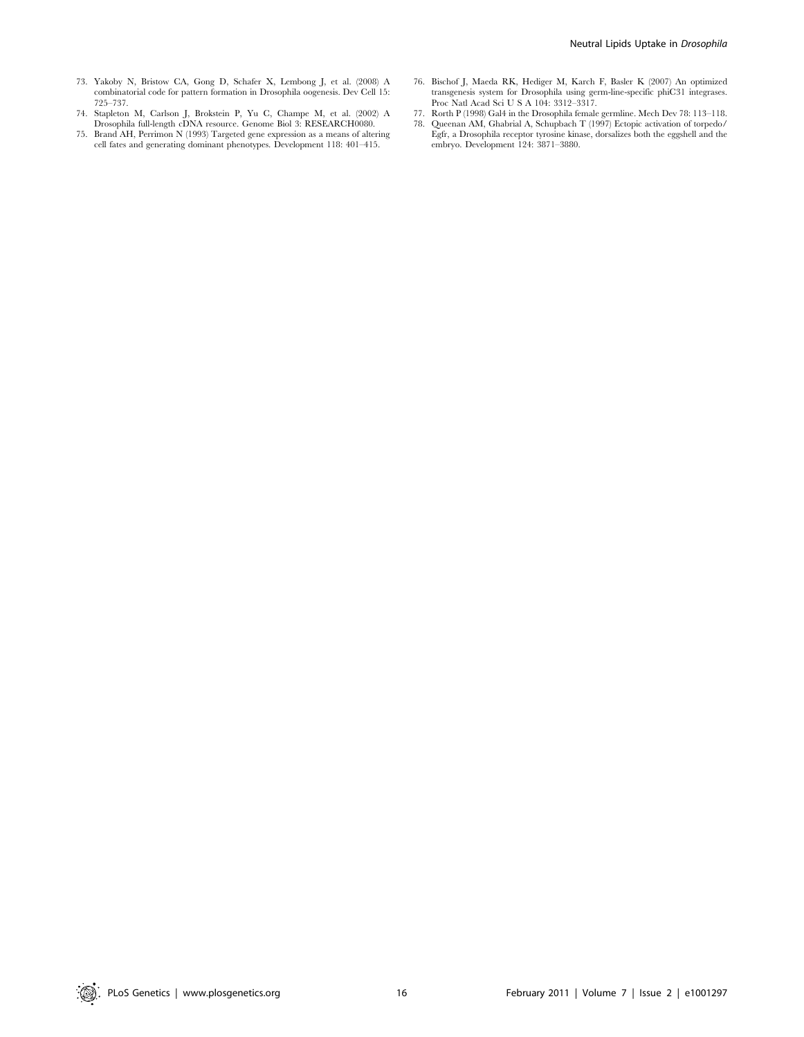73. Yakoby N, Bristow CA, Gong D, Schafer X, Lembong J, et al. (2008) A combinatorial code for pattern formation in Drosophila oogenesis. Dev Cell 15: 725–737.
74. Stapleton M, Carlson J, Brokstein P, Yu C, Champe M, et al. (2002) A Drosophila full-length cDNA resource. Genome Biol 3: RESEARCH0080.
75. Brand AH, Perrimon N (1993) Targeted gene expression as a means of altering cell fates and generating dominant phenotypes. Development 118: 401–415.
76. Bischof J, Maeda RK, Hediger M, Karch F, Basler K (2007) An optimized transgenesis system for Drosophila using germ-line-specific phiC31 integrases. Proc Natl Acad Sci U S A 104: 3312–3317.
77. Rorth P (1998) Gal4 in the Drosophila female germline. Mech Dev 78: 113–118.
78. Queenan AM, Ghabrial A, Schupbach T (1997) Ectopic activation of torpedo/Egfr, a Drosophila receptor tyrosine kinase, dorsalizes both the eggshell and the embryo. Development 124: 3871–3880.